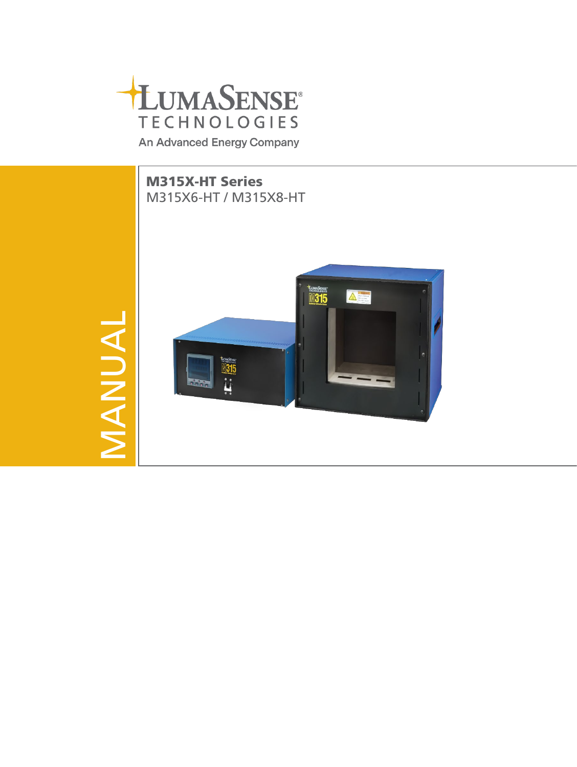LumaSense®
TECHNOLOGIES
An Advanced Energy Company

# MANUAL

## M315X-HT Series

M315X6-HT / M315X8-HT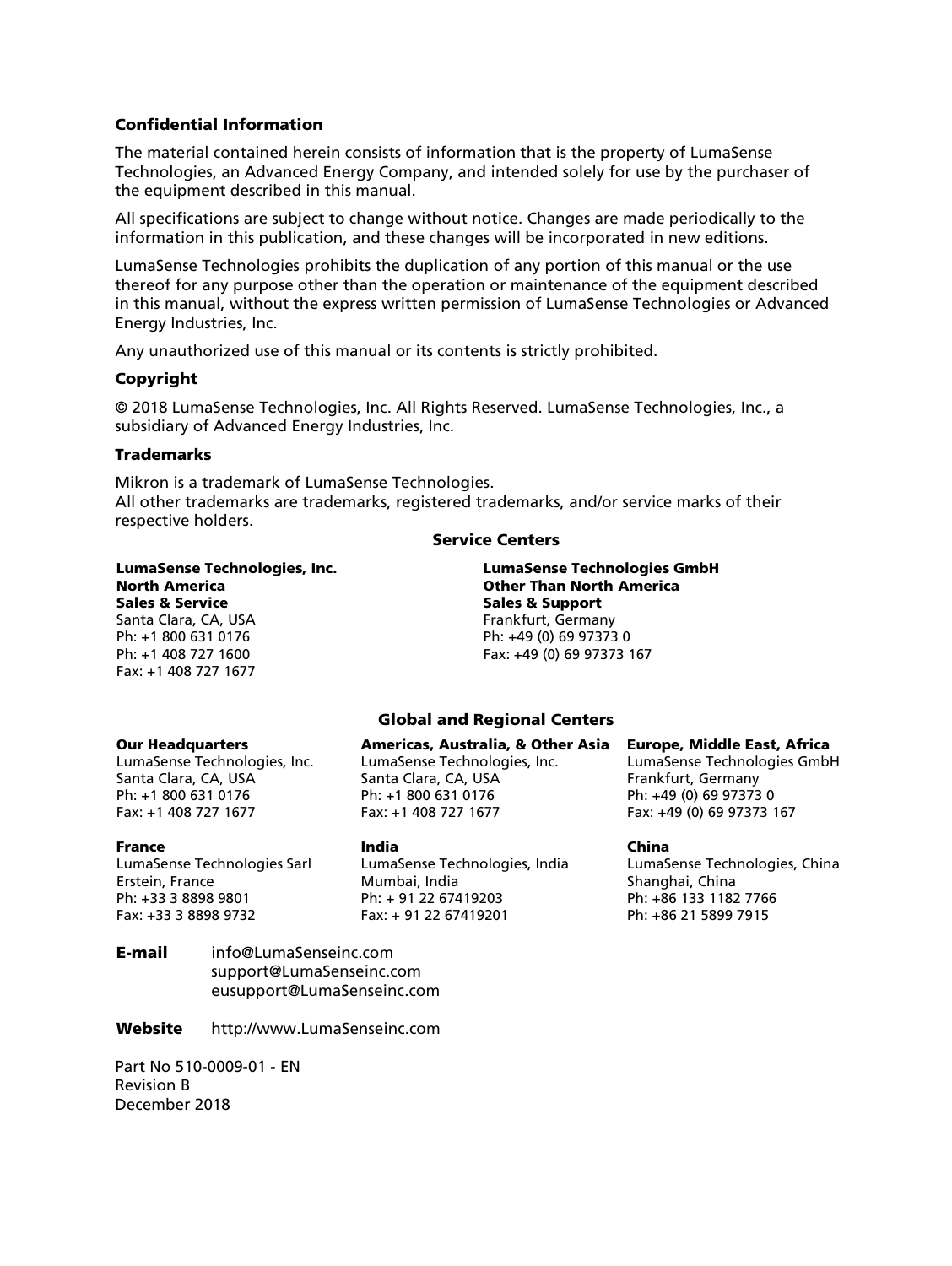### Confidential Information

The material contained herein consists of information that is the property of LumaSense Technologies, an Advanced Energy Company, and intended solely for use by the purchaser of the equipment described in this manual.

All specifications are subject to change without notice. Changes are made periodically to the information in this publication, and these changes will be incorporated in new editions.

LumaSense Technologies prohibits the duplication of any portion of this manual or the use thereof for any purpose other than the operation or maintenance of the equipment described in this manual, without the express written permission of LumaSense Technologies or Advanced Energy Industries, Inc.

Any unauthorized use of this manual or its contents is strictly prohibited.

### Copyright

© 2018 LumaSense Technologies, Inc. All Rights Reserved. LumaSense Technologies, Inc., a subsidiary of Advanced Energy Industries, Inc.

### Trademarks

Mikron is a trademark of LumaSense Technologies.
All other trademarks are trademarks, registered trademarks, and/or service marks of their respective holders.

### Service Centers

**LumaSense Technologies, Inc.**
**North America**
**Sales & Service**
Santa Clara, CA, USA
Ph: +1 800 631 0176
Ph: +1 408 727 1600
Fax: +1 408 727 1677

**LumaSense Technologies GmbH**
**Other Than North America**
**Sales & Support**
Frankfurt, Germany
Ph: +49 (0) 69 97373 0
Fax: +49 (0) 69 97373 167

### Global and Regional Centers

**Our Headquarters**
LumaSense Technologies, Inc.
Santa Clara, CA, USA
Ph: +1 800 631 0176
Fax: +1 408 727 1677

**Americas, Australia, & Other Asia**
LumaSense Technologies, Inc.
Santa Clara, CA, USA
Ph: +1 800 631 0176
Fax: +1 408 727 1677

**Europe, Middle East, Africa**
LumaSense Technologies GmbH
Frankfurt, Germany
Ph: +49 (0) 69 97373 0
Fax: +49 (0) 69 97373 167

**France**
LumaSense Technologies Sarl
Erstein, France
Ph: +33 3 8898 9801
Fax: +33 3 8898 9732

**India**
LumaSense Technologies, India
Mumbai, India
Ph: + 91 22 67419203
Fax: + 91 22 67419201

**China**
LumaSense Technologies, China
Shanghai, China
Ph: +86 133 1182 7766
Ph: +86 21 5899 7915

**E-mail** info@LumaSenseinc.com
support@LumaSenseinc.com
eusupport@LumaSenseinc.com

**Website** http://www.LumaSenseinc.com

Part No 510-0009-01 - EN
Revision B
December 2018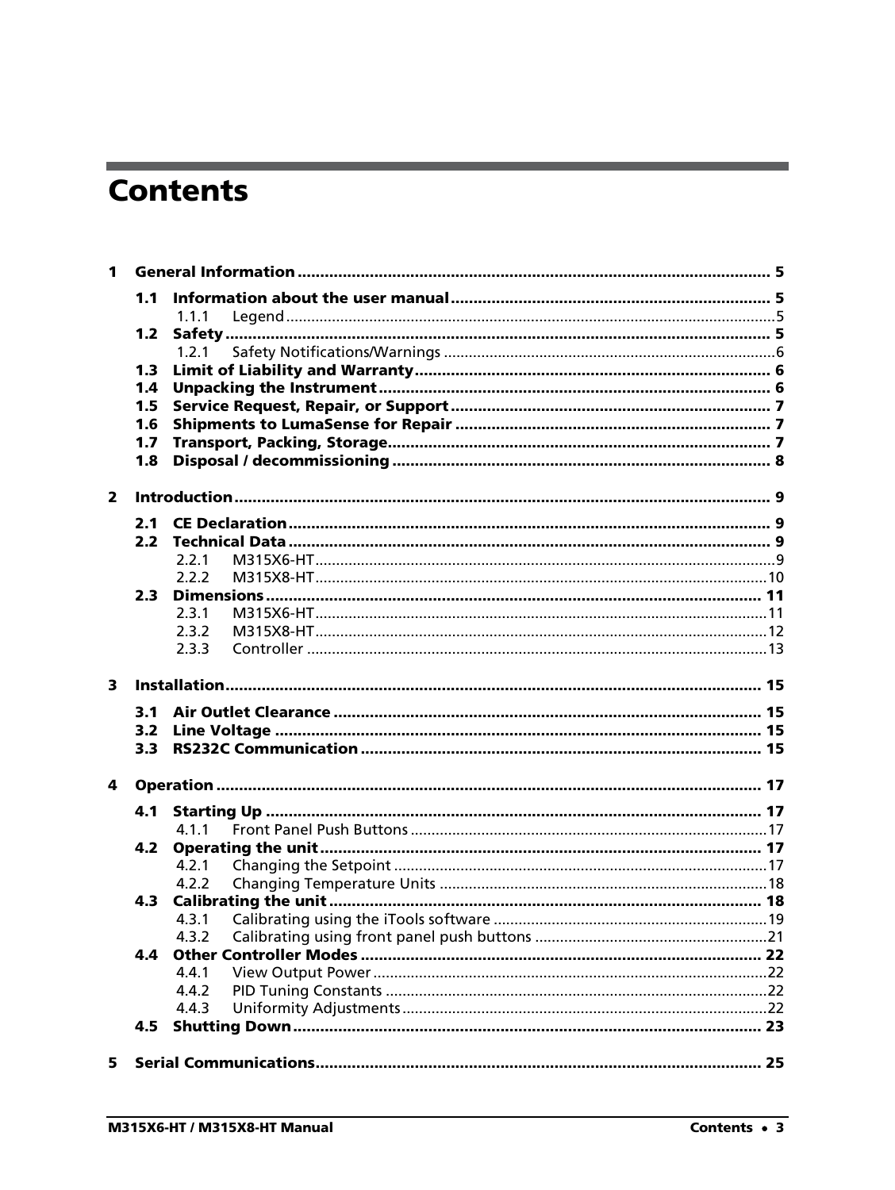# Contents

**1 General Information** ........................................................................................................ **5**

**1.1 Information about the user manual** ...................................................................... **5**

1.1.1 Legend ....................................................................................................................5

**1.2 Safety** ....................................................................................................................... **5**

1.2.1 Safety Notifications/Warnings ..............................................................................6

**1.3 Limit of Liability and Warranty** ............................................................................. **6**

**1.4 Unpacking the Instrument** ..................................................................................... **6**

**1.5 Service Request, Repair, or Support** ...................................................................... **7**

**1.6 Shipments to LumaSense for Repair** ..................................................................... **7**

**1.7 Transport, Packing, Storage** ................................................................................... **7**

**1.8 Disposal / decommissioning** ................................................................................... **8**

**2 Introduction** ...................................................................................................................... **9**

**2.1 CE Declaration** .......................................................................................................... **9**

**2.2 Technical Data** .......................................................................................................... **9**

2.2.1 M315X6-HT ..............................................................................................................9

2.2.2 M315X8-HT ............................................................................................................10

**2.3 Dimensions** ............................................................................................................. **11**

2.3.1 M315X6-HT ............................................................................................................11

2.3.2 M315X8-HT ............................................................................................................12

2.3.3 Controller ..............................................................................................................13

**3 Installation** ...................................................................................................................... **15**

**3.1 Air Outlet Clearance** .............................................................................................. **15**

**3.2 Line Voltage** ........................................................................................................... **15**

**3.3 RS232C Communication** ........................................................................................ **15**

**4 Operation** ........................................................................................................................ **17**

**4.1 Starting Up** ............................................................................................................. **17**

4.1.1 Front Panel Push Buttons .....................................................................................17

**4.2 Operating the unit** ................................................................................................. **17**

4.2.1 Changing the Setpoint .........................................................................................17

4.2.2 Changing Temperature Units ..............................................................................18

**4.3 Calibrating the unit** ............................................................................................... **18**

4.3.1 Calibrating using the iTools software .................................................................19

4.3.2 Calibrating using front panel push buttons .......................................................21

**4.4 Other Controller Modes** ......................................................................................... **22**

4.4.1 View Output Power ..............................................................................................22

4.4.2 PID Tuning Constants ...........................................................................................22

4.4.3 Uniformity Adjustments .......................................................................................22

**4.5 Shutting Down** ........................................................................................................ **23**

**5 Serial Communications** .................................................................................................. **25**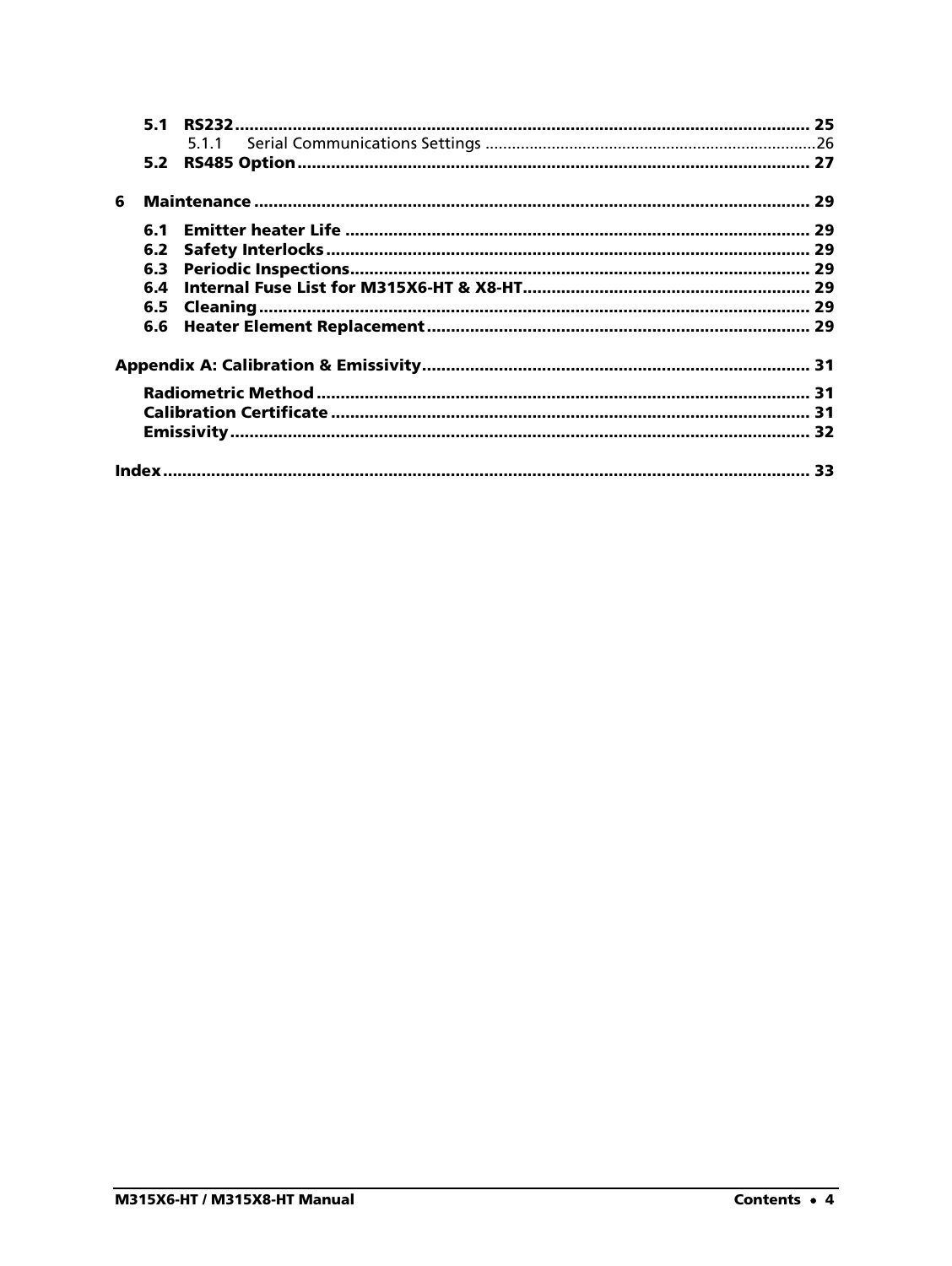**5.1 RS232** ........................................................................................................ **25**

5.1.1 Serial Communications Settings ........................................................................ 26

**5.2 RS485 Option** ........................................................................................................ **27**

**6 Maintenance** ........................................................................................................ **29**

**6.1 Emitter heater Life** ........................................................................................................ **29**

**6.2 Safety Interlocks** ........................................................................................................ **29**

**6.3 Periodic Inspections** ........................................................................................................ **29**

**6.4 Internal Fuse List for M315X6-HT & X8-HT** ........................................................................................................ **29**

**6.5 Cleaning** ........................................................................................................ **29**

**6.6 Heater Element Replacement** ........................................................................................................ **29**

**Appendix A: Calibration & Emissivity** ........................................................................................................ **31**

**Radiometric Method** ........................................................................................................ **31**

**Calibration Certificate** ........................................................................................................ **31**

**Emissivity** ........................................................................................................ **32**

**Index** ........................................................................................................ **33**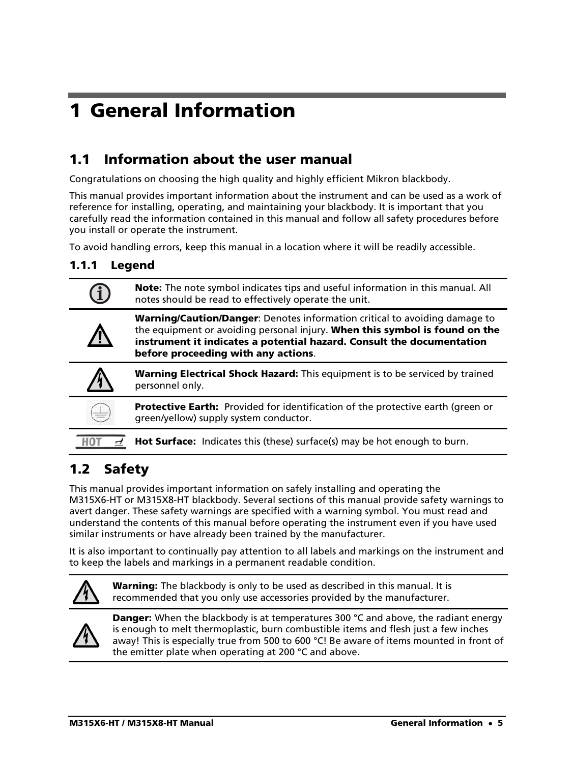# 1 General Information

## 1.1 Information about the user manual

Congratulations on choosing the high quality and highly efficient Mikron blackbody.

This manual provides important information about the instrument and can be used as a work of reference for installing, operating, and maintaining your blackbody. It is important that you carefully read the information contained in this manual and follow all safety procedures before you install or operate the instrument.

To avoid handling errors, keep this manual in a location where it will be readily accessible.

### 1.1.1 Legend

| | |
|---|---|
| | **Note:** The note symbol indicates tips and useful information in this manual. All notes should be read to effectively operate the unit. |
| | **Warning/Caution/Danger**: Denotes information critical to avoiding damage to the equipment or avoiding personal injury. **When this symbol is found on the instrument it indicates a potential hazard. Consult the documentation before proceeding with any actions**. |
| | **Warning Electrical Shock Hazard:** This equipment is to be serviced by trained personnel only. |
| | **Protective Earth:** Provided for identification of the protective earth (green or green/yellow) supply system conductor. |
| HOT | **Hot Surface:** Indicates this (these) surface(s) may be hot enough to burn. |

## 1.2 Safety

This manual provides important information on safely installing and operating the M315X6-HT or M315X8-HT blackbody. Several sections of this manual provide safety warnings to avert danger. These safety warnings are specified with a warning symbol. You must read and understand the contents of this manual before operating the instrument even if you have used similar instruments or have already been trained by the manufacturer.

It is also important to continually pay attention to all labels and markings on the instrument and to keep the labels and markings in a permanent readable condition.

| | |
|---|---|
| | **Warning:** The blackbody is only to be used as described in this manual. It is recommended that you only use accessories provided by the manufacturer. |
| | **Danger:** When the blackbody is at temperatures 300 °C and above, the radiant energy is enough to melt thermoplastic, burn combustible items and flesh just a few inches away! This is especially true from 500 to 600 °C! Be aware of items mounted in front of the emitter plate when operating at 200 °C and above. |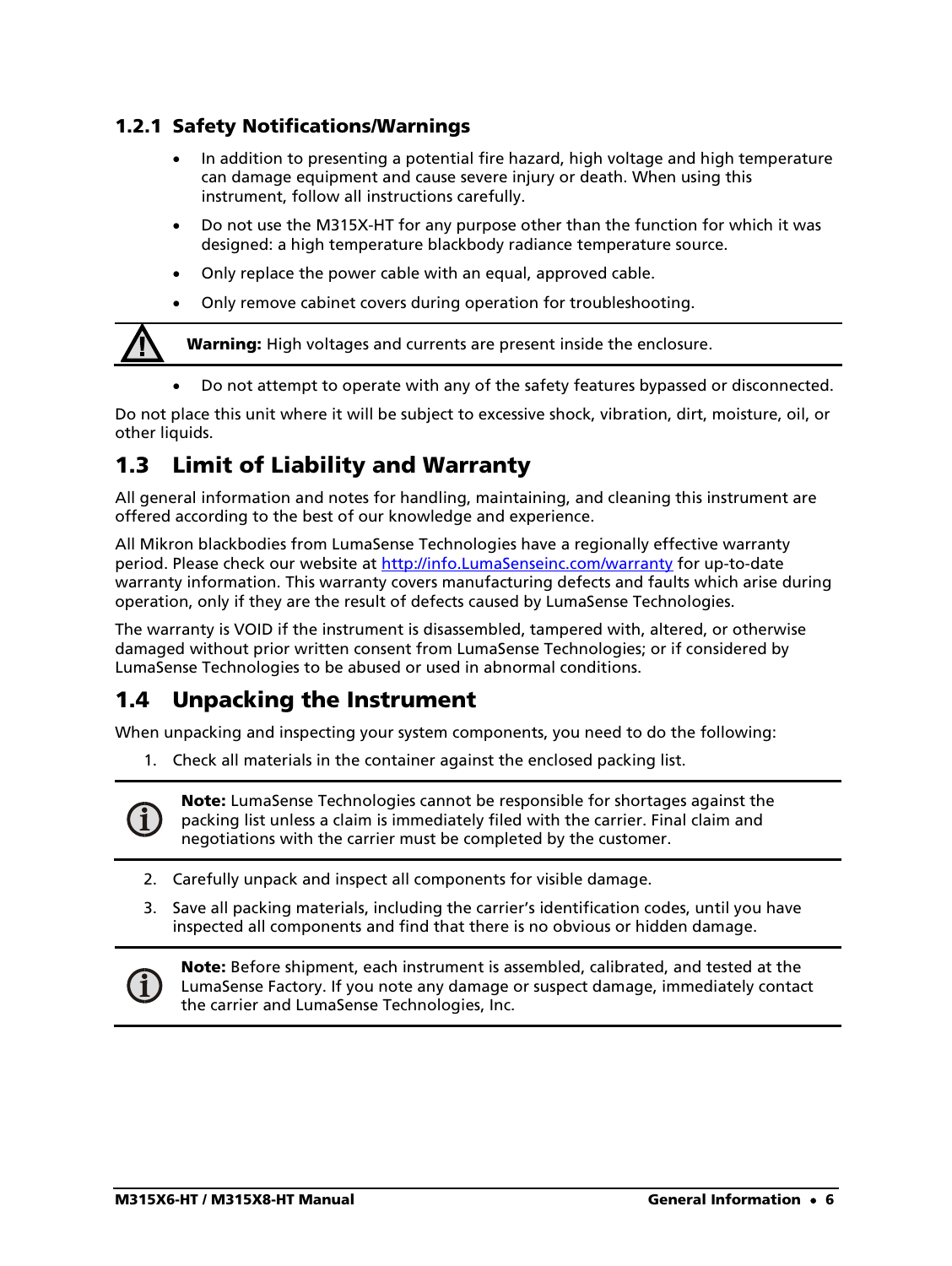### 1.2.1 Safety Notifications/Warnings

- In addition to presenting a potential fire hazard, high voltage and high temperature can damage equipment and cause severe injury or death. When using this instrument, follow all instructions carefully.
- Do not use the M315X-HT for any purpose other than the function for which it was designed: a high temperature blackbody radiance temperature source.
- Only replace the power cable with an equal, approved cable.
- Only remove cabinet covers during operation for troubleshooting.

**Warning:** High voltages and currents are present inside the enclosure.

- Do not attempt to operate with any of the safety features bypassed or disconnected.

Do not place this unit where it will be subject to excessive shock, vibration, dirt, moisture, oil, or other liquids.

## 1.3 Limit of Liability and Warranty

All general information and notes for handling, maintaining, and cleaning this instrument are offered according to the best of our knowledge and experience.

All Mikron blackbodies from LumaSense Technologies have a regionally effective warranty period. Please check our website at http://info.LumaSenseinc.com/warranty for up-to-date warranty information. This warranty covers manufacturing defects and faults which arise during operation, only if they are the result of defects caused by LumaSense Technologies.

The warranty is VOID if the instrument is disassembled, tampered with, altered, or otherwise damaged without prior written consent from LumaSense Technologies; or if considered by LumaSense Technologies to be abused or used in abnormal conditions.

## 1.4 Unpacking the Instrument

When unpacking and inspecting your system components, you need to do the following:

1. Check all materials in the container against the enclosed packing list.

**Note:** LumaSense Technologies cannot be responsible for shortages against the packing list unless a claim is immediately filed with the carrier. Final claim and negotiations with the carrier must be completed by the customer.

2. Carefully unpack and inspect all components for visible damage.
3. Save all packing materials, including the carrier's identification codes, until you have inspected all components and find that there is no obvious or hidden damage.

**Note:** Before shipment, each instrument is assembled, calibrated, and tested at the LumaSense Factory. If you note any damage or suspect damage, immediately contact the carrier and LumaSense Technologies, Inc.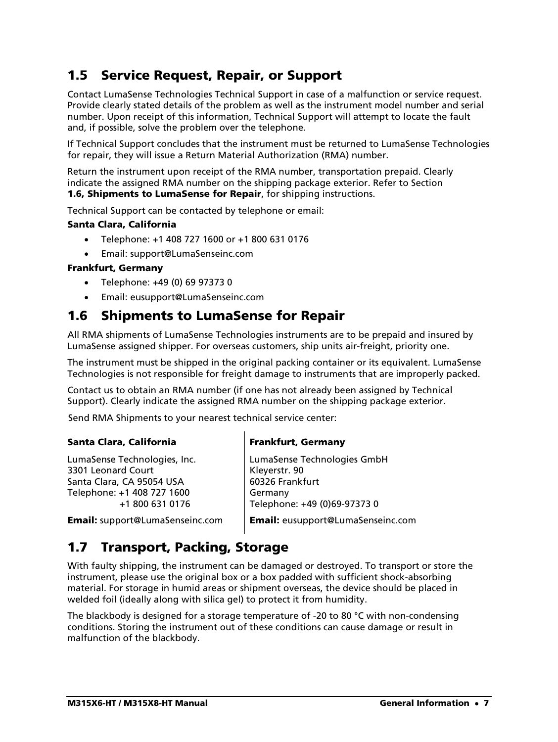## 1.5 Service Request, Repair, or Support

Contact LumaSense Technologies Technical Support in case of a malfunction or service request. Provide clearly stated details of the problem as well as the instrument model number and serial number. Upon receipt of this information, Technical Support will attempt to locate the fault and, if possible, solve the problem over the telephone.

If Technical Support concludes that the instrument must be returned to LumaSense Technologies for repair, they will issue a Return Material Authorization (RMA) number.

Return the instrument upon receipt of the RMA number, transportation prepaid. Clearly indicate the assigned RMA number on the shipping package exterior. Refer to Section **1.6, Shipments to LumaSense for Repair**, for shipping instructions.

Technical Support can be contacted by telephone or email:

**Santa Clara, California**

- Telephone: +1 408 727 1600 or +1 800 631 0176
- Email: support@LumaSenseinc.com

**Frankfurt, Germany**

- Telephone: +49 (0) 69 97373 0
- Email: eusupport@LumaSenseinc.com

## 1.6 Shipments to LumaSense for Repair

All RMA shipments of LumaSense Technologies instruments are to be prepaid and insured by LumaSense assigned shipper. For overseas customers, ship units air-freight, priority one.

The instrument must be shipped in the original packing container or its equivalent. LumaSense Technologies is not responsible for freight damage to instruments that are improperly packed.

Contact us to obtain an RMA number (if one has not already been assigned by Technical Support). Clearly indicate the assigned RMA number on the shipping package exterior.

Send RMA Shipments to your nearest technical service center:

**Santa Clara, California**

LumaSense Technologies, Inc.
3301 Leonard Court
Santa Clara, CA 95054 USA
Telephone: +1 408 727 1600
+1 800 631 0176

**Email:** support@LumaSenseinc.com

**Frankfurt, Germany**

LumaSense Technologies GmbH
Kleyerstr. 90
60326 Frankfurt
Germany
Telephone: +49 (0)69-97373 0

**Email:** eusupport@LumaSenseinc.com

## 1.7 Transport, Packing, Storage

With faulty shipping, the instrument can be damaged or destroyed. To transport or store the instrument, please use the original box or a box padded with sufficient shock-absorbing material. For storage in humid areas or shipment overseas, the device should be placed in welded foil (ideally along with silica gel) to protect it from humidity.

The blackbody is designed for a storage temperature of -20 to 80 °C with non-condensing conditions. Storing the instrument out of these conditions can cause damage or result in malfunction of the blackbody.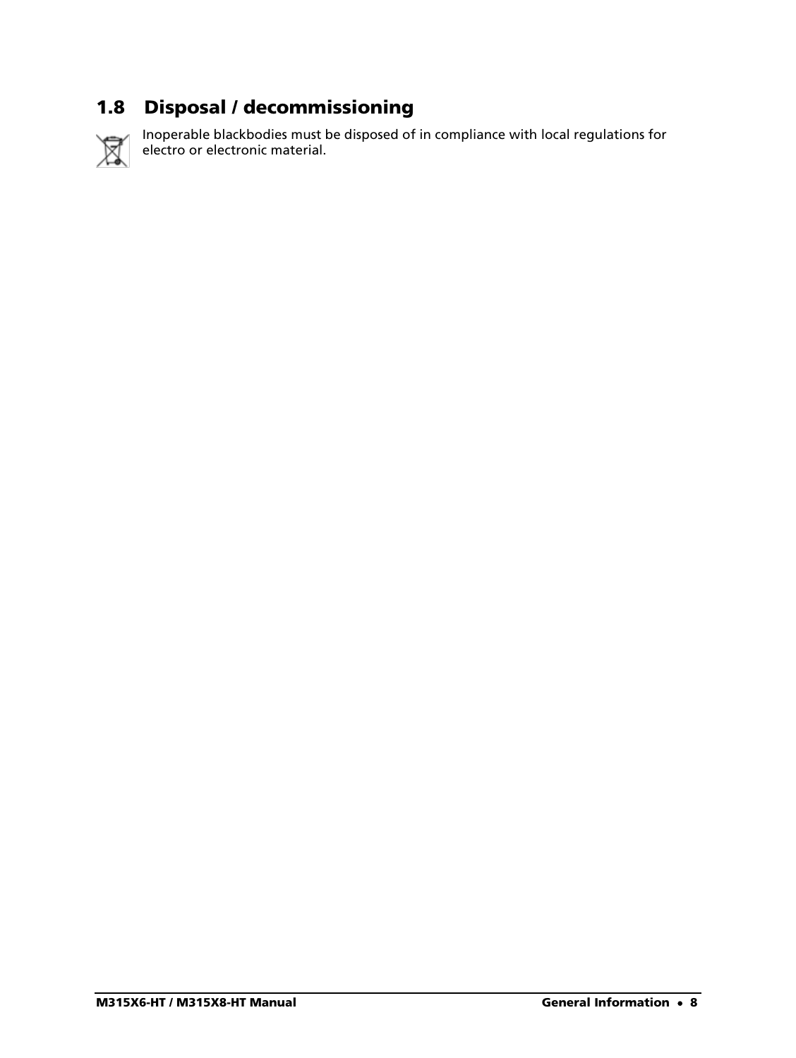## 1.8 Disposal / decommissioning

Inoperable blackbodies must be disposed of in compliance with local regulations for electro or electronic material.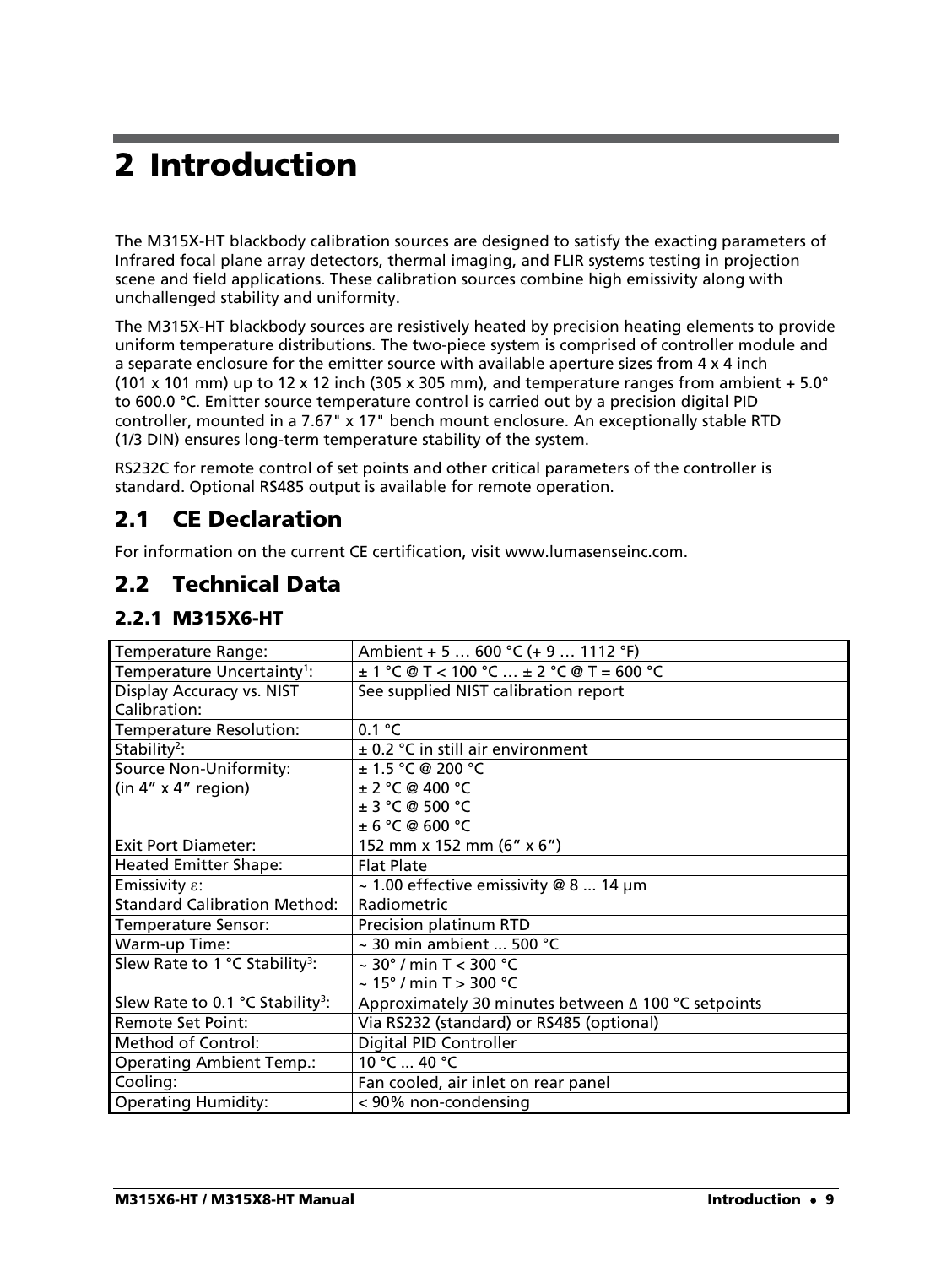# 2 Introduction

The M315X-HT blackbody calibration sources are designed to satisfy the exacting parameters of Infrared focal plane array detectors, thermal imaging, and FLIR systems testing in projection scene and field applications. These calibration sources combine high emissivity along with unchallenged stability and uniformity.

The M315X-HT blackbody sources are resistively heated by precision heating elements to provide uniform temperature distributions. The two-piece system is comprised of controller module and a separate enclosure for the emitter source with available aperture sizes from 4 x 4 inch (101 x 101 mm) up to 12 x 12 inch (305 x 305 mm), and temperature ranges from ambient + 5.0° to 600.0 °C. Emitter source temperature control is carried out by a precision digital PID controller, mounted in a 7.67" x 17" bench mount enclosure. An exceptionally stable RTD (1/3 DIN) ensures long-term temperature stability of the system.

RS232C for remote control of set points and other critical parameters of the controller is standard. Optional RS485 output is available for remote operation.

## 2.1 CE Declaration

For information on the current CE certification, visit www.lumasenseinc.com.

## 2.2 Technical Data

### 2.2.1 M315X6-HT

| | |
|---|---|
| Temperature Range: | Ambient + 5 … 600 °C (+ 9 … 1112 °F) |
| Temperature Uncertainty[1]: | ± 1 °C @ T < 100 °C … ± 2 °C @ T = 600 °C |
| Display Accuracy vs. NIST Calibration: | See supplied NIST calibration report |
| Temperature Resolution: | 0.1 °C |
| Stability[2]: | ± 0.2 °C in still air environment |
| Source Non-Uniformity: (in 4” x 4” region) | ± 1.5 °C @ 200 °C<br>± 2 °C @ 400 °C<br>± 3 °C @ 500 °C<br>± 6 °C @ 600 °C |
| Exit Port Diameter: | 152 mm x 152 mm (6” x 6”) |
| Heated Emitter Shape: | Flat Plate |
| Emissivity $\varepsilon$: | ~ 1.00 effective emissivity @ 8 ... 14 µm |
| Standard Calibration Method: | Radiometric |
| Temperature Sensor: | Precision platinum RTD |
| Warm-up Time: | ~ 30 min ambient ... 500 °C |
| Slew Rate to 1 °C Stability[3]: | ~ 30° / min T < 300 °C<br>~ 15° / min T > 300 °C |
| Slew Rate to 0.1 °C Stability[3]: | Approximately 30 minutes between Δ 100 °C setpoints |
| Remote Set Point: | Via RS232 (standard) or RS485 (optional) |
| Method of Control: | Digital PID Controller |
| Operating Ambient Temp.: | 10 °C ... 40 °C |
| Cooling: | Fan cooled, air inlet on rear panel |
| Operating Humidity: | < 90% non-condensing |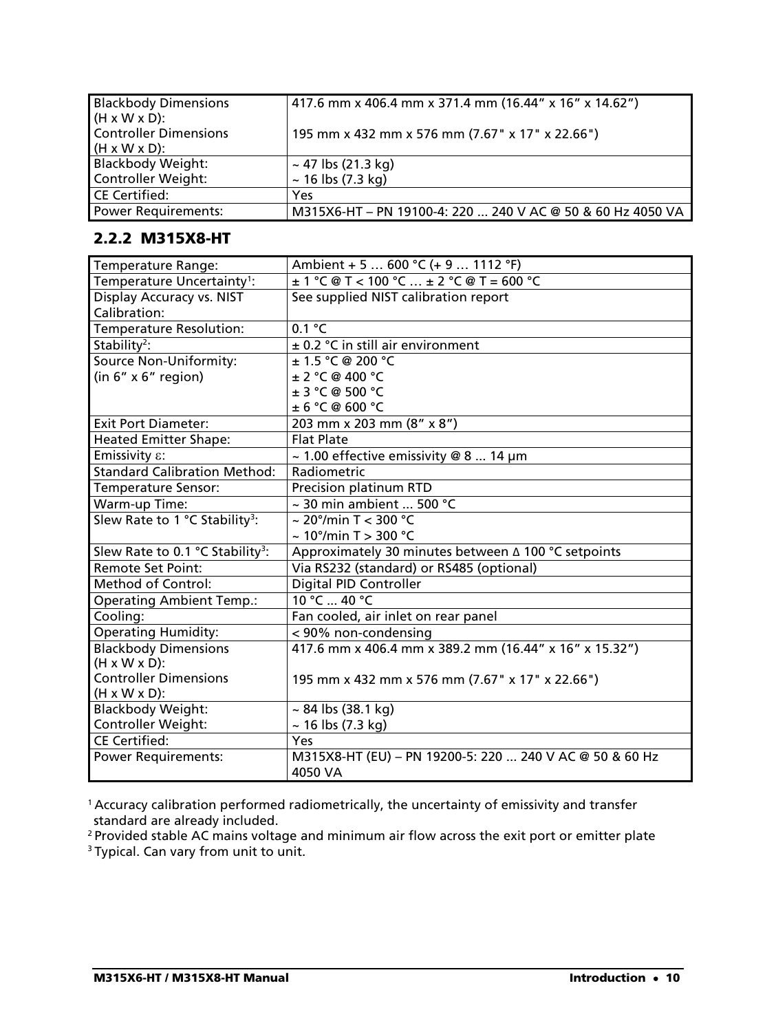| | |
|---|---|
| Blackbody Dimensions (H x W x D): | 417.6 mm x 406.4 mm x 371.4 mm (16.44” x 16” x 14.62”) |
| Controller Dimensions (H x W x D): | 195 mm x 432 mm x 576 mm (7.67" x 17" x 22.66") |
| Blackbody Weight: | ~ 47 lbs (21.3 kg) |
| Controller Weight: | ~ 16 lbs (7.3 kg) |
| CE Certified: | Yes |
| Power Requirements: | M315X6-HT – PN 19100-4: 220 ... 240 V AC @ 50 & 60 Hz 4050 VA |

### 2.2.2 M315X8-HT

| | |
|---|---|
| Temperature Range: | Ambient + 5 … 600 °C (+ 9 … 1112 °F) |
| Temperature Uncertainty[1]: | ± 1 °C @ T < 100 °C … ± 2 °C @ T = 600 °C |
| Display Accuracy vs. NIST Calibration: | See supplied NIST calibration report |
| Temperature Resolution: | 0.1 °C |
| Stability[2]: | ± 0.2 °C in still air environment |
| Source Non-Uniformity: (in 6” x 6” region) | ± 1.5 °C @ 200 °C<br>± 2 °C @ 400 °C<br>± 3 °C @ 500 °C<br>± 6 °C @ 600 °C |
| Exit Port Diameter: | 203 mm x 203 mm (8” x 8”) |
| Heated Emitter Shape: | Flat Plate |
| Emissivity $\varepsilon$: | ~ 1.00 effective emissivity @ 8 ... 14 µm |
| Standard Calibration Method: | Radiometric |
| Temperature Sensor: | Precision platinum RTD |
| Warm-up Time: | ~ 30 min ambient ... 500 °C |
| Slew Rate to 1 °C Stability[3]: | ~ 20°/min T < 300 °C<br>~ 10°/min T > 300 °C |
| Slew Rate to 0.1 °C Stability[3]: | Approximately 30 minutes between Δ 100 °C setpoints |
| Remote Set Point: | Via RS232 (standard) or RS485 (optional) |
| Method of Control: | Digital PID Controller |
| Operating Ambient Temp.: | 10 °C ... 40 °C |
| Cooling: | Fan cooled, air inlet on rear panel |
| Operating Humidity: | < 90% non-condensing |
| Blackbody Dimensions (H x W x D): | 417.6 mm x 406.4 mm x 389.2 mm (16.44” x 16” x 15.32”) |
| Controller Dimensions (H x W x D): | 195 mm x 432 mm x 576 mm (7.67" x 17" x 22.66") |
| Blackbody Weight: | ~ 84 lbs (38.1 kg) |
| Controller Weight: | ~ 16 lbs (7.3 kg) |
| CE Certified: | Yes |
| Power Requirements: | M315X8-HT (EU) – PN 19200-5: 220 ... 240 V AC @ 50 & 60 Hz 4050 VA |

[1] Accuracy calibration performed radiometrically, the uncertainty of emissivity and transfer standard are already included.

[2] Provided stable AC mains voltage and minimum air flow across the exit port or emitter plate

[3] Typical. Can vary from unit to unit.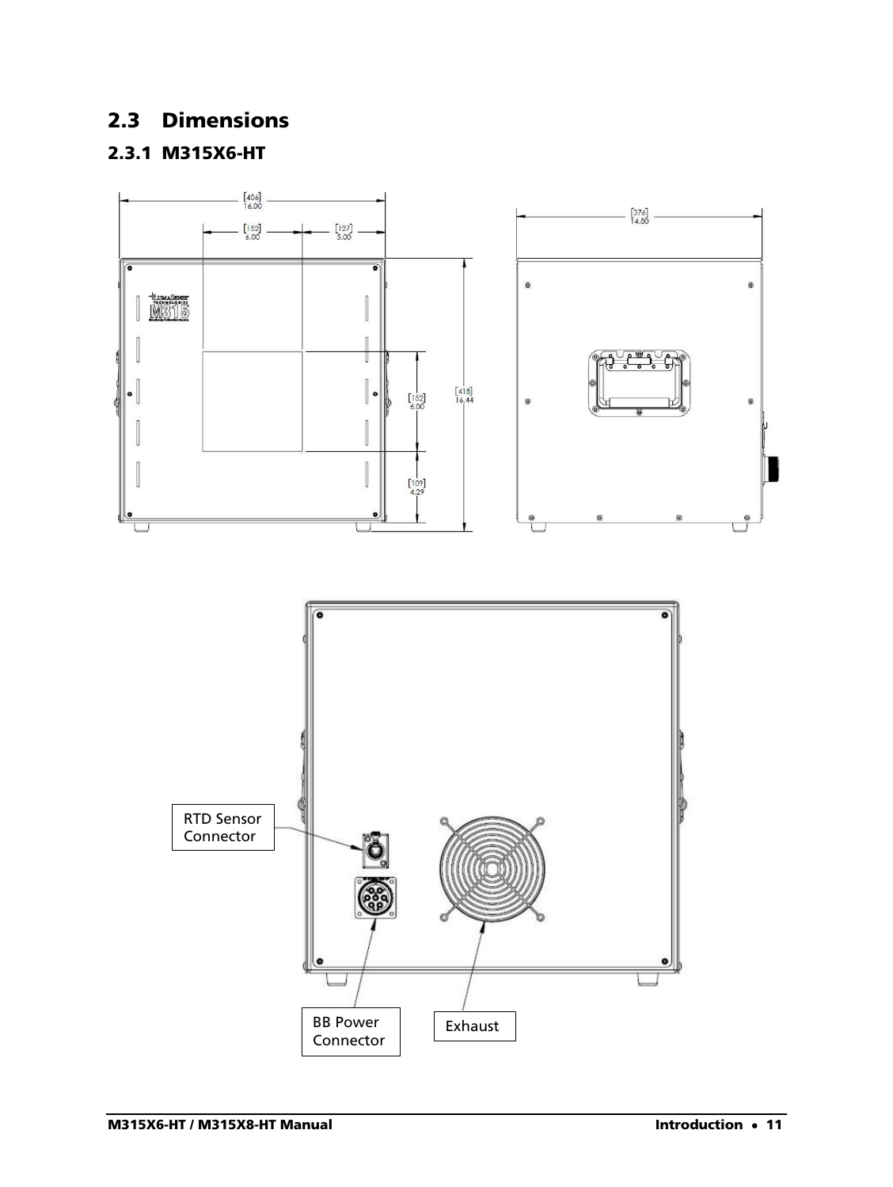## 2.3 Dimensions

### 2.3.1 M315X6-HT

[406]
16.00

[152]
6.00

[127]
5.00

[376]
14.80

[152]
6.00

[418]
16.44

[109]
4.29

RTD Sensor Connector

BB Power Connector

Exhaust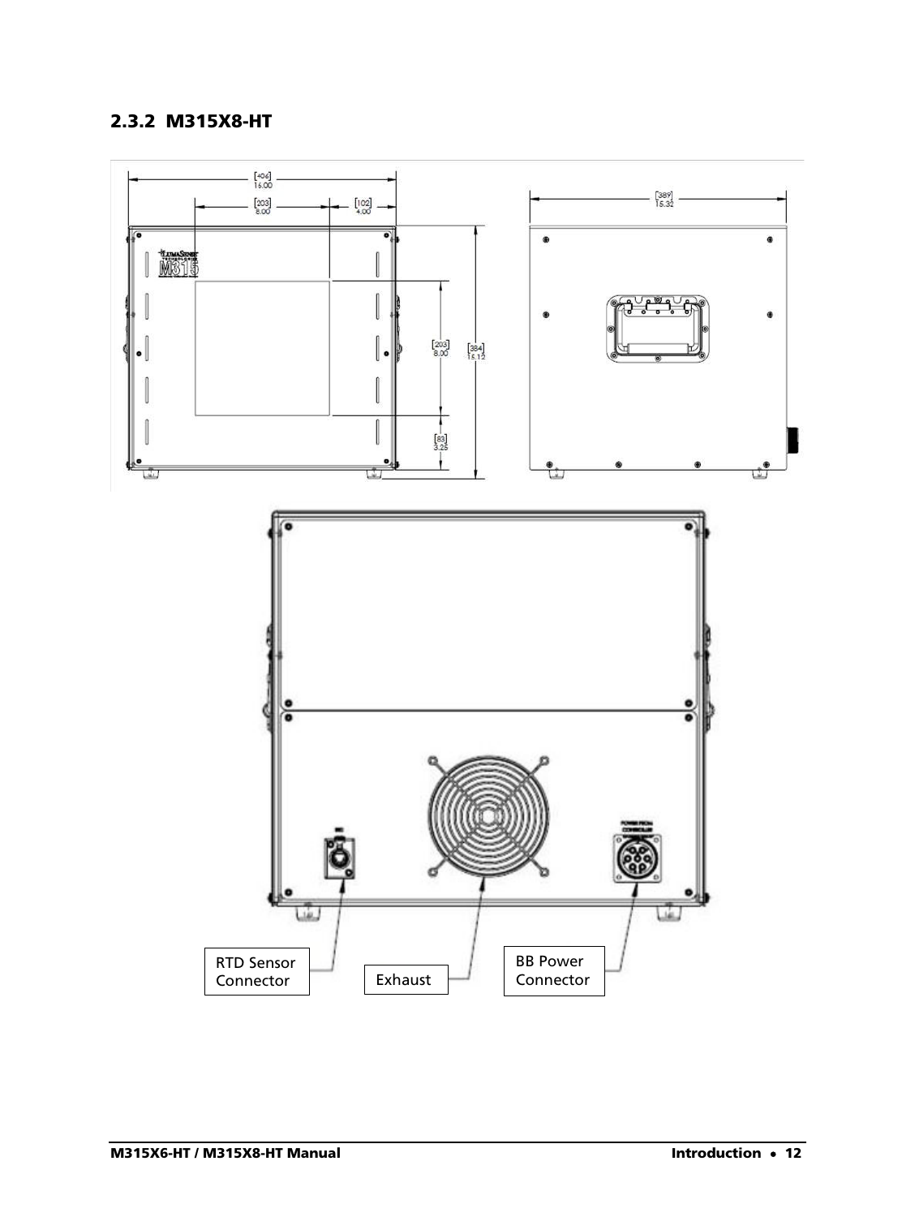## 2.3.2 M315X8-HT

[406]
16.00

[203]
8.00

[102]
4.00

[389]
15.32

[203]
8.00

[384]
15.12

[83]
3.25

RTD Sensor Connector

Exhaust

BB Power Connector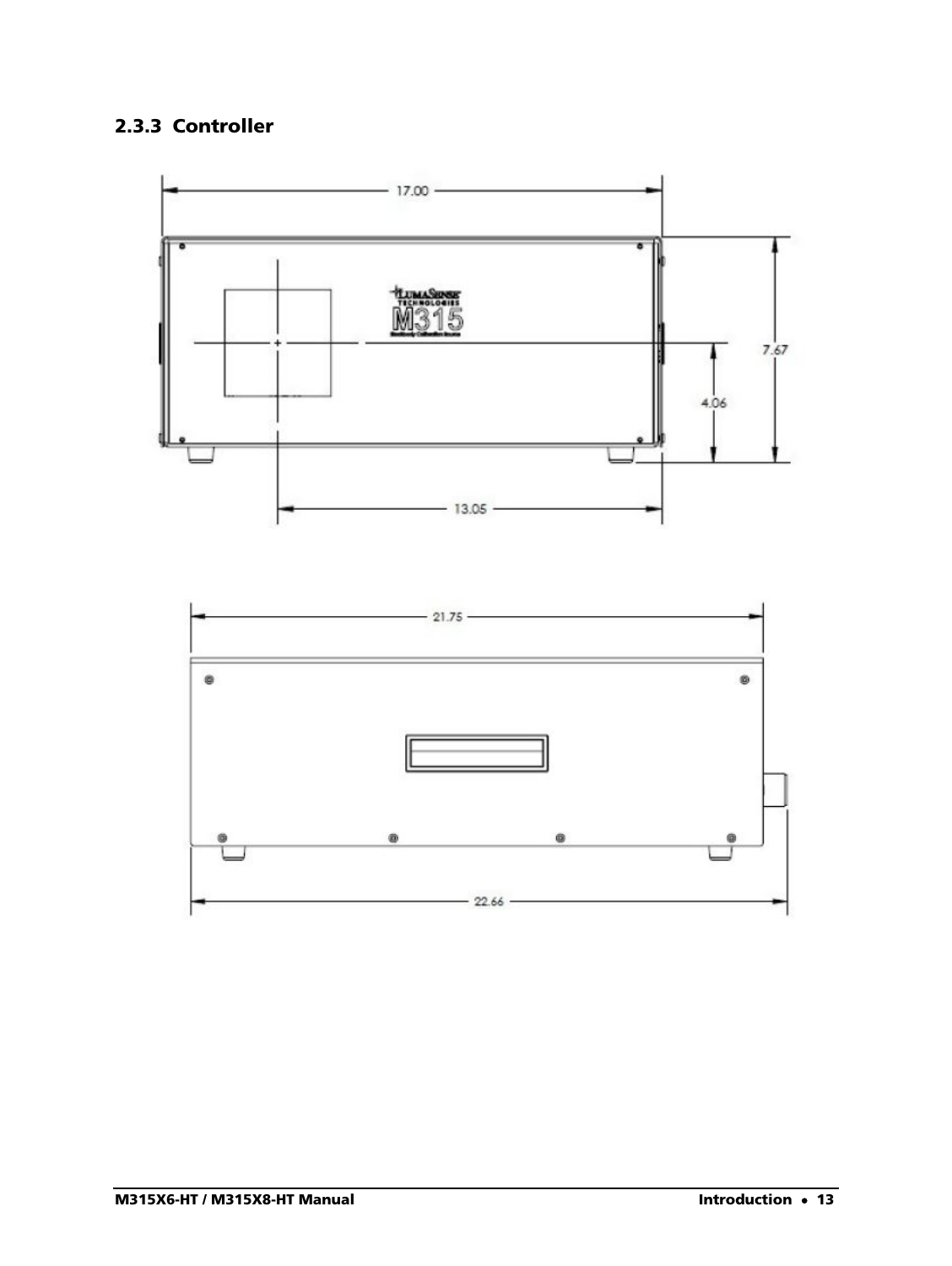### 2.3.3 Controller

17.00

7.67

4.06

13.05

21.75

22.66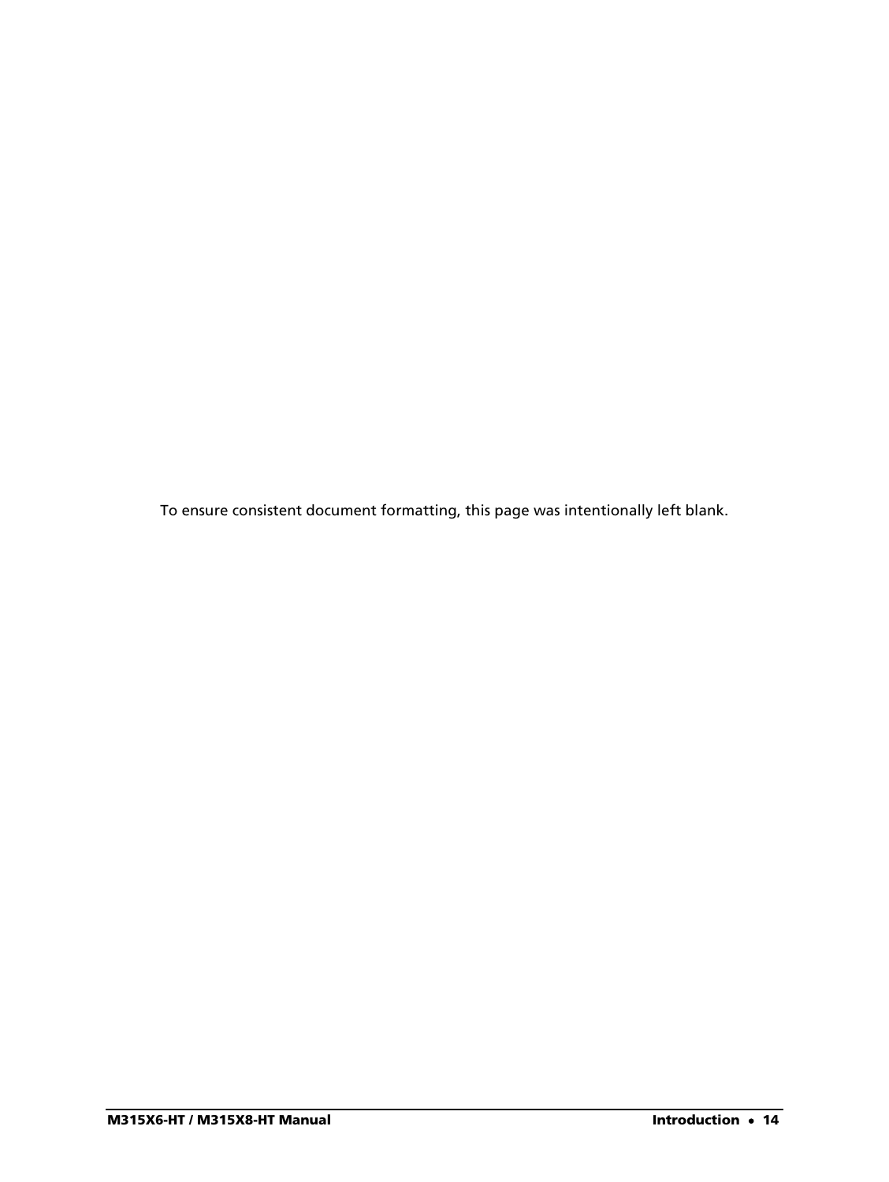To ensure consistent document formatting, this page was intentionally left blank.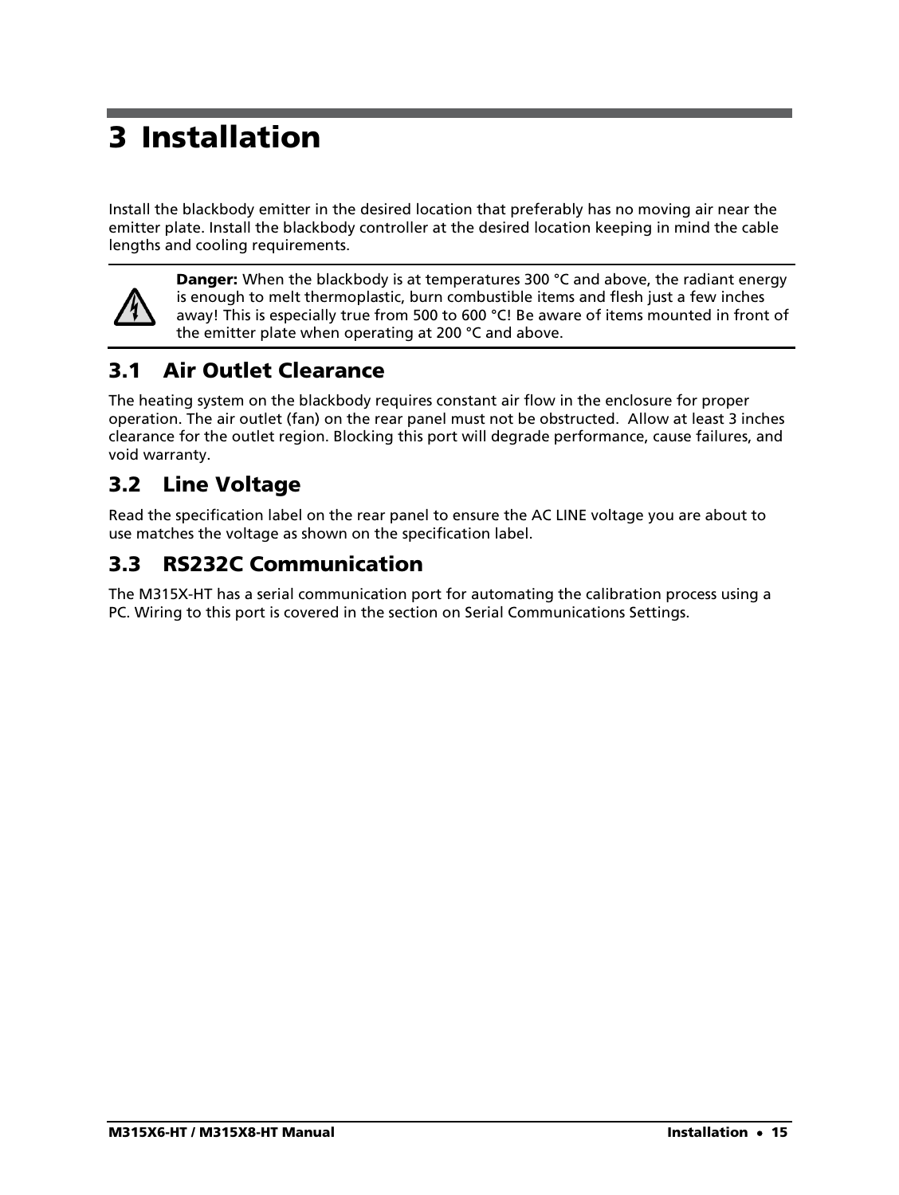# 3 Installation

Install the blackbody emitter in the desired location that preferably has no moving air near the emitter plate. Install the blackbody controller at the desired location keeping in mind the cable lengths and cooling requirements.

**Danger:** When the blackbody is at temperatures 300 °C and above, the radiant energy is enough to melt thermoplastic, burn combustible items and flesh just a few inches away! This is especially true from 500 to 600 °C! Be aware of items mounted in front of the emitter plate when operating at 200 °C and above.

## 3.1 Air Outlet Clearance

The heating system on the blackbody requires constant air flow in the enclosure for proper operation. The air outlet (fan) on the rear panel must not be obstructed. Allow at least 3 inches clearance for the outlet region. Blocking this port will degrade performance, cause failures, and void warranty.

## 3.2 Line Voltage

Read the specification label on the rear panel to ensure the AC LINE voltage you are about to use matches the voltage as shown on the specification label.

## 3.3 RS232C Communication

The M315X-HT has a serial communication port for automating the calibration process using a PC. Wiring to this port is covered in the section on Serial Communications Settings.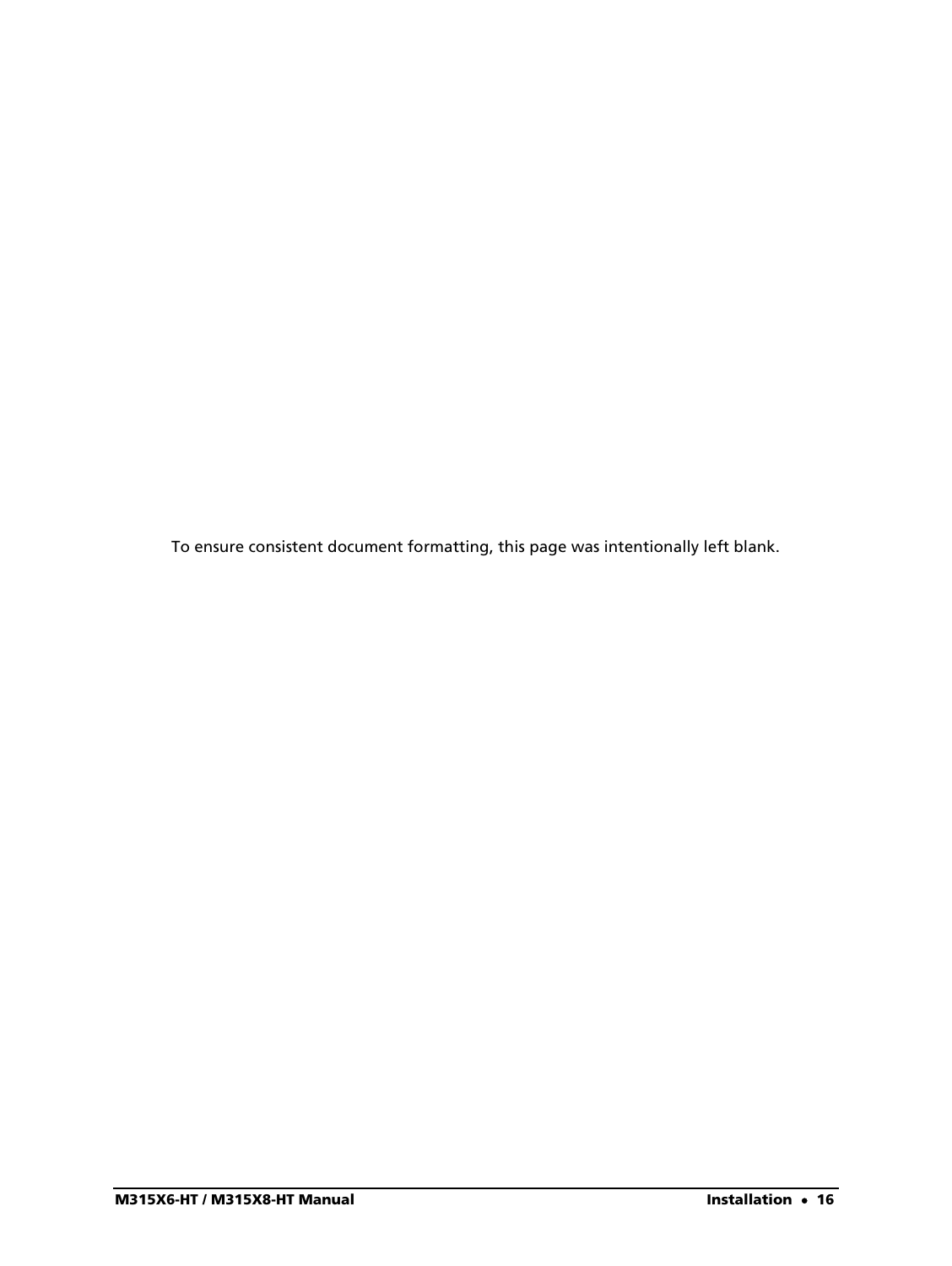To ensure consistent document formatting, this page was intentionally left blank.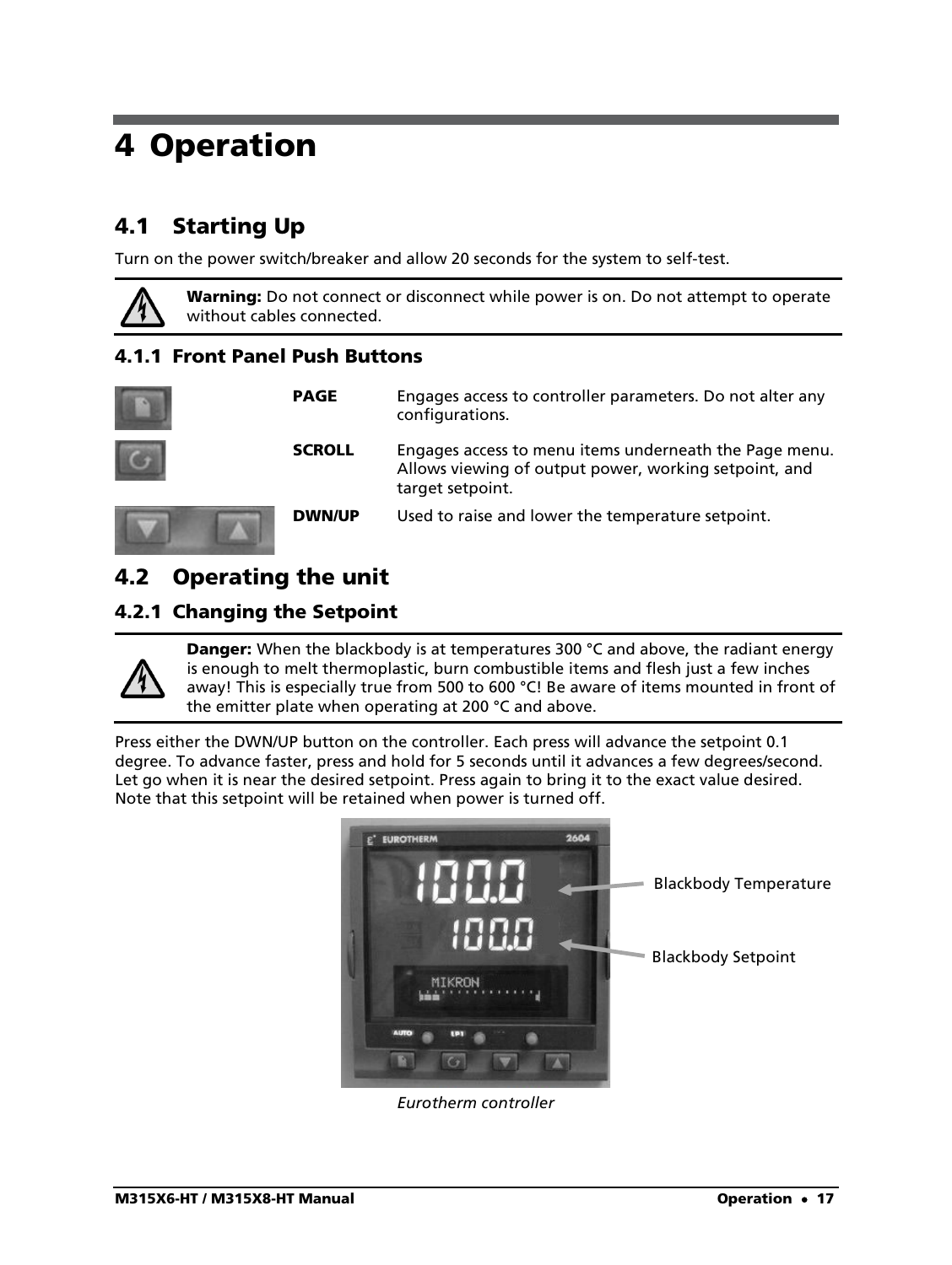# 4 Operation

## 4.1 Starting Up

Turn on the power switch/breaker and allow 20 seconds for the system to self-test.

**Warning:** Do not connect or disconnect while power is on. Do not attempt to operate without cables connected.

### 4.1.1 Front Panel Push Buttons

| | | |
|---|---|---|
| | **PAGE** | Engages access to controller parameters. Do not alter any configurations. |
| | **SCROLL** | Engages access to menu items underneath the Page menu. Allows viewing of output power, working setpoint, and target setpoint. |
| | **DWN/UP** | Used to raise and lower the temperature setpoint. |

## 4.2 Operating the unit

### 4.2.1 Changing the Setpoint

**Danger:** When the blackbody is at temperatures 300 °C and above, the radiant energy is enough to melt thermoplastic, burn combustible items and flesh just a few inches away! This is especially true from 500 to 600 °C! Be aware of items mounted in front of the emitter plate when operating at 200 °C and above.

Press either the DWN/UP button on the controller. Each press will advance the setpoint 0.1 degree. To advance faster, press and hold for 5 seconds until it advances a few degrees/second. Let go when it is near the desired setpoint. Press again to bring it to the exact value desired. Note that this setpoint will be retained when power is turned off.

Blackbody Temperature

Blackbody Setpoint

*Eurotherm controller*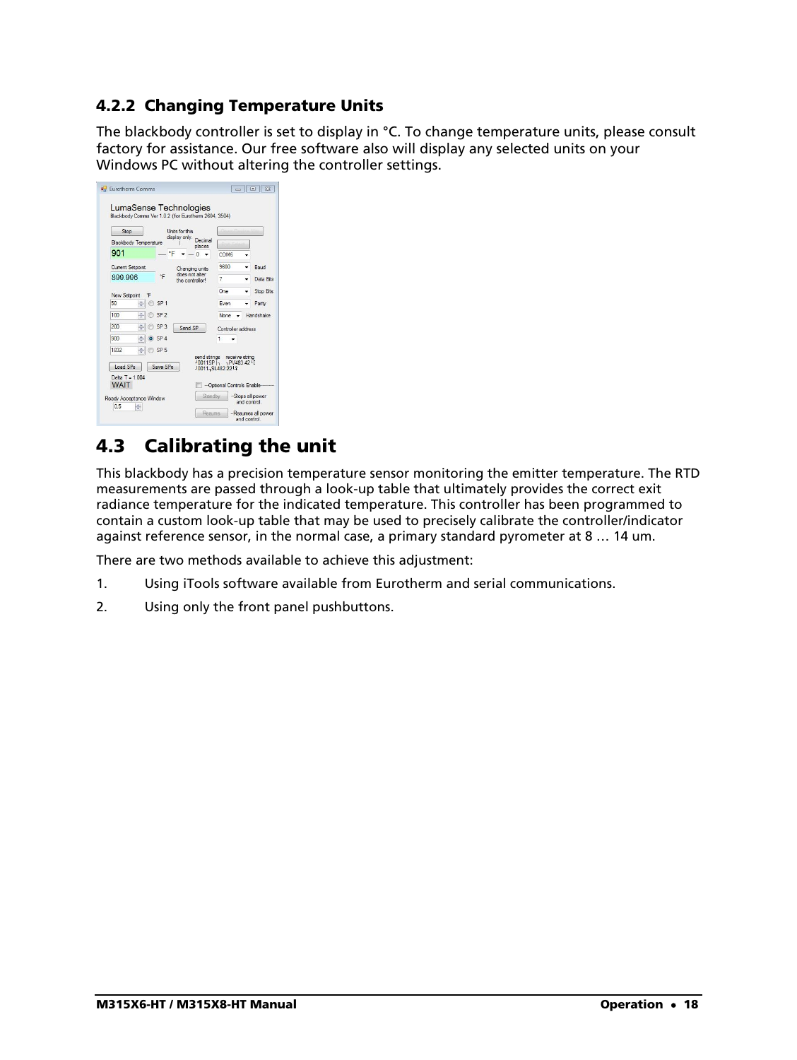### 4.2.2 Changing Temperature Units

The blackbody controller is set to display in °C. To change temperature units, please consult factory for assistance. Our free software also will display any selected units on your Windows PC without altering the controller settings.

## 4.3 Calibrating the unit

This blackbody has a precision temperature sensor monitoring the emitter temperature. The RTD measurements are passed through a look-up table that ultimately provides the correct exit radiance temperature for the indicated temperature. This controller has been programmed to contain a custom look-up table that may be used to precisely calibrate the controller/indicator against reference sensor, in the normal case, a primary standard pyrometer at 8 … 14 um.

There are two methods available to achieve this adjustment:

1. Using iTools software available from Eurotherm and serial communications.
2. Using only the front panel pushbuttons.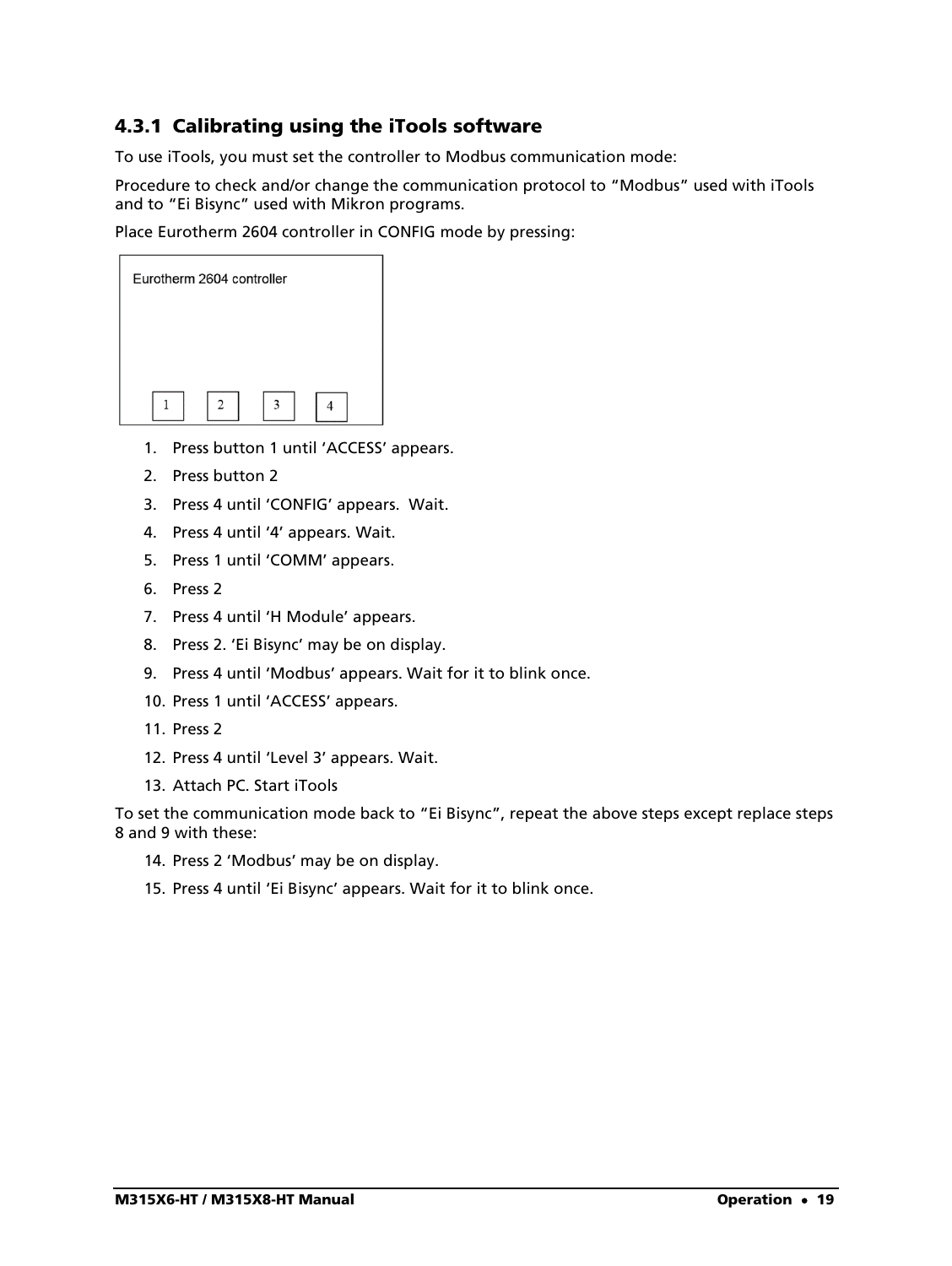### 4.3.1 Calibrating using the iTools software

To use iTools, you must set the controller to Modbus communication mode:

Procedure to check and/or change the communication protocol to "Modbus" used with iTools and to "Ei Bisync" used with Mikron programs.

Place Eurotherm 2604 controller in CONFIG mode by pressing:

Eurotherm 2604 controller

1 2 3 4

1. Press button 1 until 'ACCESS' appears.
2. Press button 2
3. Press 4 until 'CONFIG' appears. Wait.
4. Press 4 until '4' appears. Wait.
5. Press 1 until 'COMM' appears.
6. Press 2
7. Press 4 until 'H Module' appears.
8. Press 2. 'Ei Bisync' may be on display.
9. Press 4 until 'Modbus' appears. Wait for it to blink once.
10. Press 1 until 'ACCESS' appears.
11. Press 2
12. Press 4 until 'Level 3' appears. Wait.
13. Attach PC. Start iTools

To set the communication mode back to "Ei Bisync", repeat the above steps except replace steps 8 and 9 with these:

14. Press 2 'Modbus' may be on display.
15. Press 4 until 'Ei Bisync' appears. Wait for it to blink once.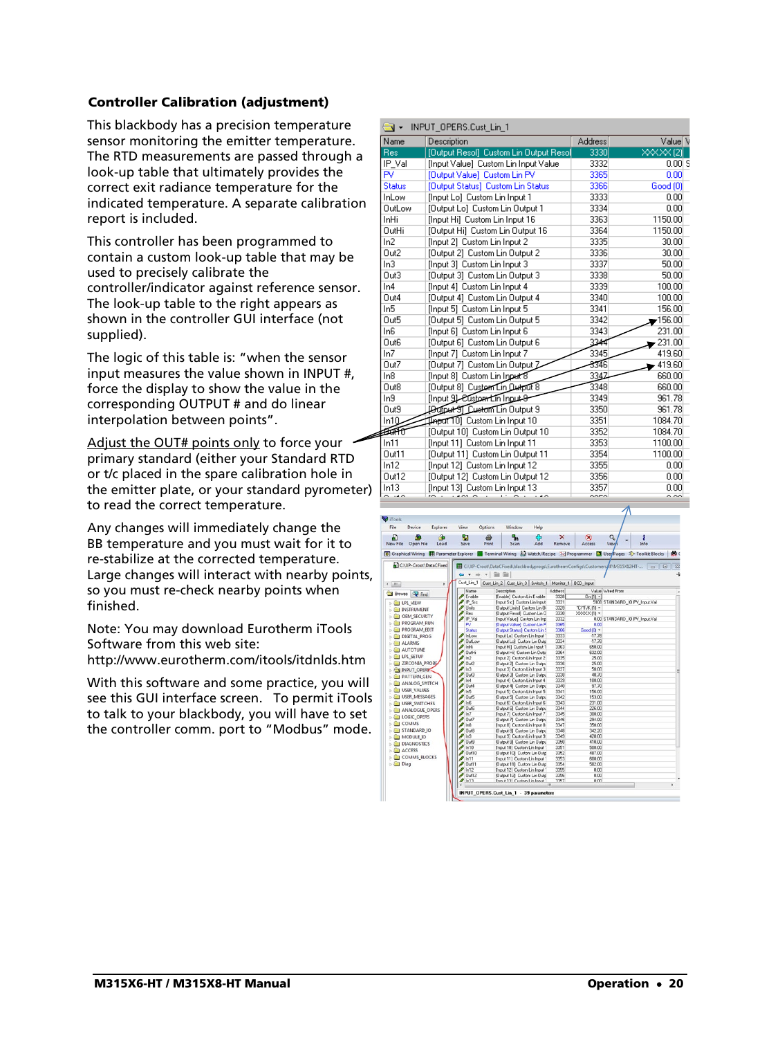### Controller Calibration (adjustment)

This blackbody has a precision temperature sensor monitoring the emitter temperature. The RTD measurements are passed through a look-up table that ultimately provides the correct exit radiance temperature for the indicated temperature. A separate calibration report is included.

This controller has been programmed to contain a custom look-up table that may be used to precisely calibrate the controller/indicator against reference sensor. The look-up table to the right appears as shown in the controller GUI interface (not supplied).

The logic of this table is: “when the sensor input measures the value shown in INPUT #, force the display to show the value in the corresponding OUTPUT # and do linear interpolation between points”.

Adjust the OUT# points only to force your primary standard (either your Standard RTD or t/c placed in the spare calibration hole in the emitter plate, or your standard pyrometer) to read the correct temperature.

Any changes will immediately change the BB temperature and you must wait for it to re-stabilize at the corrected temperature. Large changes will interact with nearby points, so you must re-check nearby points when finished.

Note: You may download Eurotherm iTools Software from this web site: http://www.eurotherm.com/itools/itdnlds.htm

With this software and some practice, you will see this GUI interface screen. To permit iTools to talk to your blackbody, you will have to set the controller comm. port to “Modbus” mode.

INPUT_OPERS.Cust_Lin_1

| Name | Description | Address | Value |
|---|---|---|---|
| Res | [Output Resol] Custom Lin Output Resol | 3330 | XXX.XX (2) |
| IP_Val | [Input Value] Custom Lin Input Value | 3332 | 0.00 |
| PV | [Output Value] Custom Lin PV | 3365 | 0.00 |
| Status | [Output Status] Custom Lin Status | 3366 | Good (0) |
| InLow | [Input Lo] Custom Lin Input 1 | 3333 | 0.00 |
| OutLow | [Output Lo] Custom Lin Output 1 | 3334 | 0.00 |
| InHi | [Input Hi] Custom Lin Input 16 | 3363 | 1150.00 |
| OutHi | [Output Hi] Custom Lin Output 16 | 3364 | 1150.00 |
| In2 | [Input 2] Custom Lin Input 2 | 3335 | 30.00 |
| Out2 | [Output 2] Custom Lin Output 2 | 3336 | 30.00 |
| In3 | [Input 3] Custom Lin Input 3 | 3337 | 50.00 |
| Out3 | [Output 3] Custom Lin Output 3 | 3338 | 50.00 |
| In4 | [Input 4] Custom Lin Input 4 | 3339 | 100.00 |
| Out4 | [Output 4] Custom Lin Output 4 | 3340 | 100.00 |
| In5 | [Input 5] Custom Lin Input 5 | 3341 | 156.00 |
| Out5 | [Output 5] Custom Lin Output 5 | 3342 | 156.00 |
| In6 | [Input 6] Custom Lin Input 6 | 3343 | 231.00 |
| Out6 | [Output 6] Custom Lin Output 6 | 3344 | 231.00 |
| In7 | [Input 7] Custom Lin Input 7 | 3345 | 419.60 |
| Out7 | [Output 7] Custom Lin Output 7 | 3346 | 419.60 |
| In8 | [Input 8] Custom Lin Input 8 | 3347 | 660.00 |
| Out8 | [Output 8] Custom Lin Output 8 | 3348 | 660.00 |
| In9 | [Input 9] Custom Lin Input 9 | 3349 | 961.78 |
| Out9 | [Output 9] Custom Lin Output 9 | 3350 | 961.78 |
| In10 | [Input 10] Custom Lin Input 10 | 3351 | 1084.70 |
| Out10 | [Output 10] Custom Lin Output 10 | 3352 | 1084.70 |
| In11 | [Input 11] Custom Lin Input 11 | 3353 | 1100.00 |
| Out11 | [Output 11] Custom Lin Output 11 | 3354 | 1100.00 |
| In12 | [Input 12] Custom Lin Input 12 | 3355 | 0.00 |
| Out12 | [Output 12] Custom Lin Output 12 | 3356 | 0.00 |
| In13 | [Input 13] Custom Lin Input 13 | 3357 | 0.00 |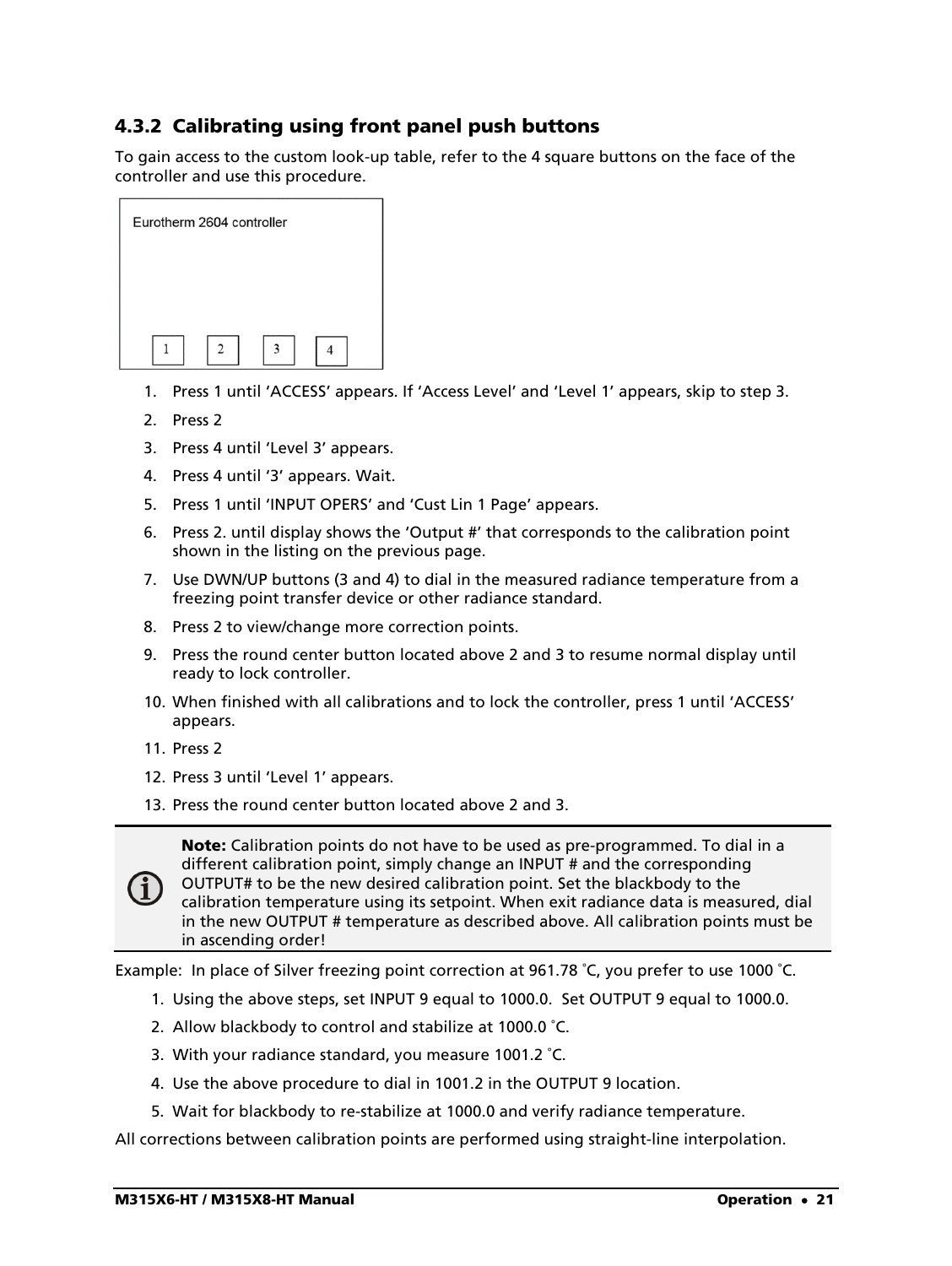### 4.3.2 Calibrating using front panel push buttons

To gain access to the custom look-up table, refer to the 4 square buttons on the face of the controller and use this procedure.

Eurotherm 2604 controller

1 2 3 4

1. Press 1 until 'ACCESS' appears. If 'Access Level' and 'Level 1' appears, skip to step 3.
2. Press 2
3. Press 4 until 'Level 3' appears.
4. Press 4 until '3' appears. Wait.
5. Press 1 until 'INPUT OPERS' and 'Cust Lin 1 Page' appears.
6. Press 2. until display shows the 'Output #' that corresponds to the calibration point shown in the listing on the previous page.
7. Use DWN/UP buttons (3 and 4) to dial in the measured radiance temperature from a freezing point transfer device or other radiance standard.
8. Press 2 to view/change more correction points.
9. Press the round center button located above 2 and 3 to resume normal display until ready to lock controller.
10. When finished with all calibrations and to lock the controller, press 1 until 'ACCESS' appears.
11. Press 2
12. Press 3 until 'Level 1' appears.
13. Press the round center button located above 2 and 3.

**Note:** Calibration points do not have to be used as pre-programmed. To dial in a different calibration point, simply change an INPUT # and the corresponding OUTPUT# to be the new desired calibration point. Set the blackbody to the calibration temperature using its setpoint. When exit radiance data is measured, dial in the new OUTPUT # temperature as described above. All calibration points must be in ascending order!

Example: In place of Silver freezing point correction at 961.78 ˚C, you prefer to use 1000 ˚C.

1. Using the above steps, set INPUT 9 equal to 1000.0. Set OUTPUT 9 equal to 1000.0.
2. Allow blackbody to control and stabilize at 1000.0 ˚C.
3. With your radiance standard, you measure 1001.2 ˚C.
4. Use the above procedure to dial in 1001.2 in the OUTPUT 9 location.
5. Wait for blackbody to re-stabilize at 1000.0 and verify radiance temperature.

All corrections between calibration points are performed using straight-line interpolation.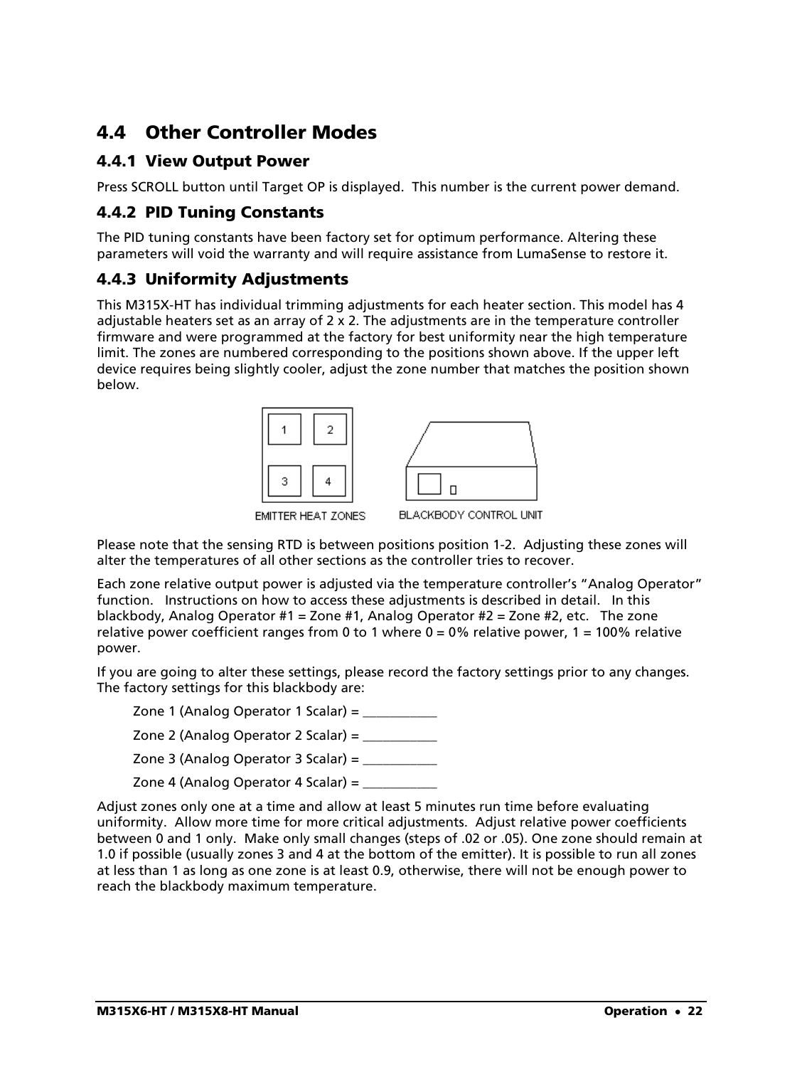## 4.4 Other Controller Modes

### 4.4.1 View Output Power

Press SCROLL button until Target OP is displayed. This number is the current power demand.

### 4.4.2 PID Tuning Constants

The PID tuning constants have been factory set for optimum performance. Altering these parameters will void the warranty and will require assistance from LumaSense to restore it.

### 4.4.3 Uniformity Adjustments

This M315X-HT has individual trimming adjustments for each heater section. This model has 4 adjustable heaters set as an array of 2 x 2. The adjustments are in the temperature controller firmware and were programmed at the factory for best uniformity near the high temperature limit. The zones are numbered corresponding to the positions shown above. If the upper left device requires being slightly cooler, adjust the zone number that matches the position shown below.

1 2
3 4
EMITTER HEAT ZONES

BLACKBODY CONTROL UNIT

Please note that the sensing RTD is between positions position 1-2. Adjusting these zones will alter the temperatures of all other sections as the controller tries to recover.

Each zone relative output power is adjusted via the temperature controller's "Analog Operator" function. Instructions on how to access these adjustments is described in detail. In this blackbody, Analog Operator #1 = Zone #1, Analog Operator #2 = Zone #2, etc. The zone relative power coefficient ranges from 0 to 1 where 0 = 0% relative power, 1 = 100% relative power.

If you are going to alter these settings, please record the factory settings prior to any changes. The factory settings for this blackbody are:

Zone 1 (Analog Operator 1 Scalar) = ___________

Zone 2 (Analog Operator 2 Scalar) = ___________

Zone 3 (Analog Operator 3 Scalar) = ___________

Zone 4 (Analog Operator 4 Scalar) = ___________

Adjust zones only one at a time and allow at least 5 minutes run time before evaluating uniformity. Allow more time for more critical adjustments. Adjust relative power coefficients between 0 and 1 only. Make only small changes (steps of .02 or .05). One zone should remain at 1.0 if possible (usually zones 3 and 4 at the bottom of the emitter). It is possible to run all zones at less than 1 as long as one zone is at least 0.9, otherwise, there will not be enough power to reach the blackbody maximum temperature.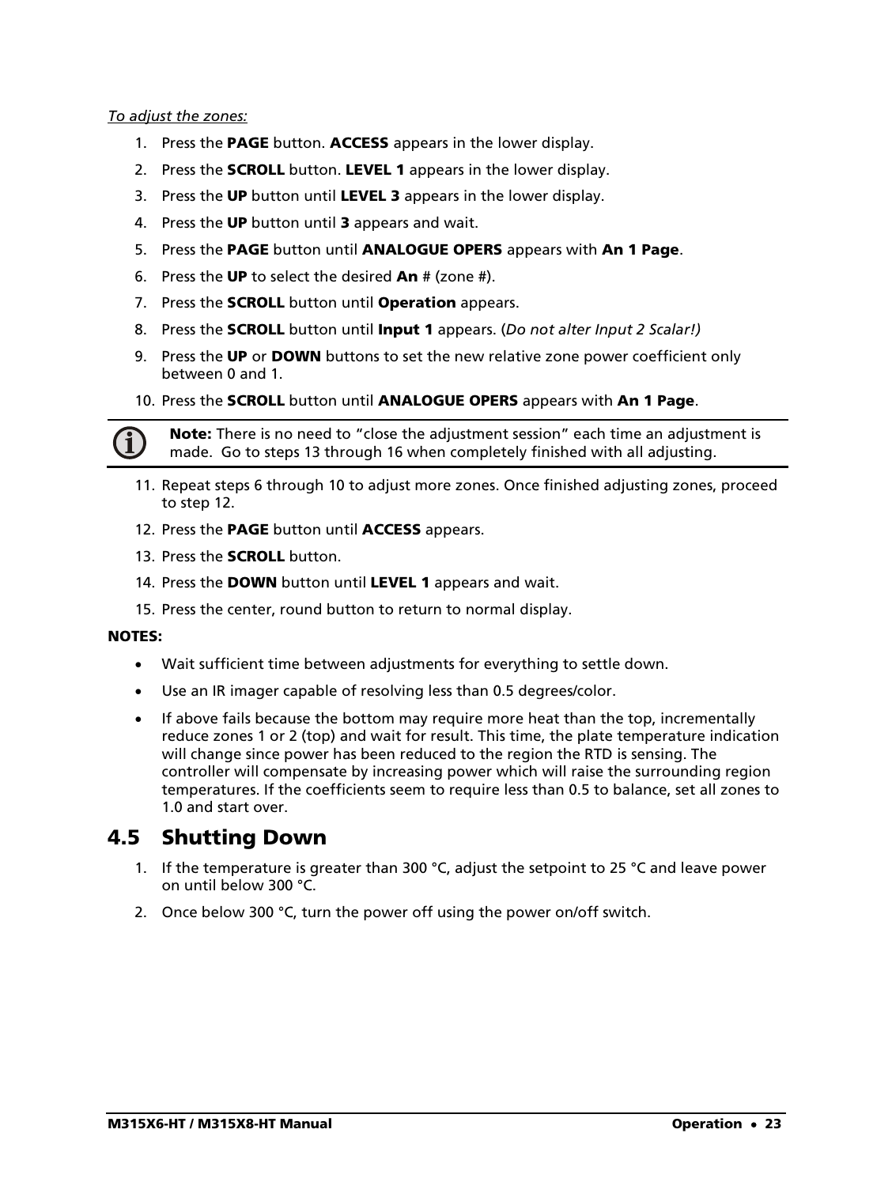*To adjust the zones:*

1. Press the **PAGE** button. **ACCESS** appears in the lower display.
2. Press the **SCROLL** button. **LEVEL 1** appears in the lower display.
3. Press the **UP** button until **LEVEL 3** appears in the lower display.
4. Press the **UP** button until **3** appears and wait.
5. Press the **PAGE** button until **ANALOGUE OPERS** appears with **An 1 Page**.
6. Press the **UP** to select the desired **An** # (zone #).
7. Press the **SCROLL** button until **Operation** appears.
8. Press the **SCROLL** button until **Input 1** appears. (*Do not alter Input 2 Scalar!)*
9. Press the **UP** or **DOWN** buttons to set the new relative zone power coefficient only between 0 and 1.
10. Press the **SCROLL** button until **ANALOGUE OPERS** appears with **An 1 Page**.

**Note:** There is no need to "close the adjustment session" each time an adjustment is made. Go to steps 13 through 16 when completely finished with all adjusting.

11. Repeat steps 6 through 10 to adjust more zones. Once finished adjusting zones, proceed to step 12.
12. Press the **PAGE** button until **ACCESS** appears.
13. Press the **SCROLL** button.
14. Press the **DOWN** button until **LEVEL 1** appears and wait.
15. Press the center, round button to return to normal display.

**NOTES:**

- Wait sufficient time between adjustments for everything to settle down.
- Use an IR imager capable of resolving less than 0.5 degrees/color.
- If above fails because the bottom may require more heat than the top, incrementally reduce zones 1 or 2 (top) and wait for result. This time, the plate temperature indication will change since power has been reduced to the region the RTD is sensing. The controller will compensate by increasing power which will raise the surrounding region temperatures. If the coefficients seem to require less than 0.5 to balance, set all zones to 1.0 and start over.

## 4.5 Shutting Down

1. If the temperature is greater than 300 °C, adjust the setpoint to 25 °C and leave power on until below 300 °C.
2. Once below 300 °C, turn the power off using the power on/off switch.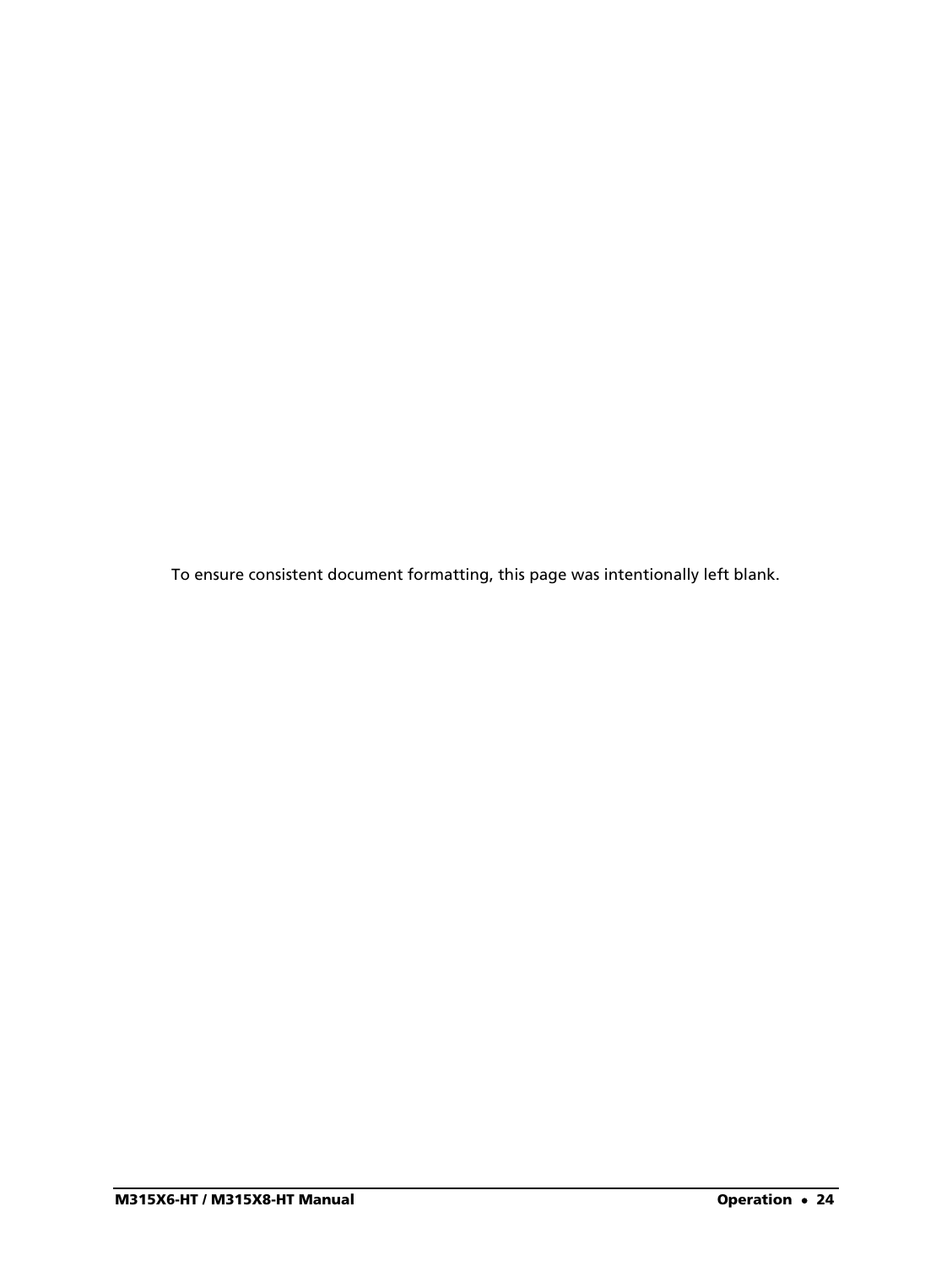To ensure consistent document formatting, this page was intentionally left blank.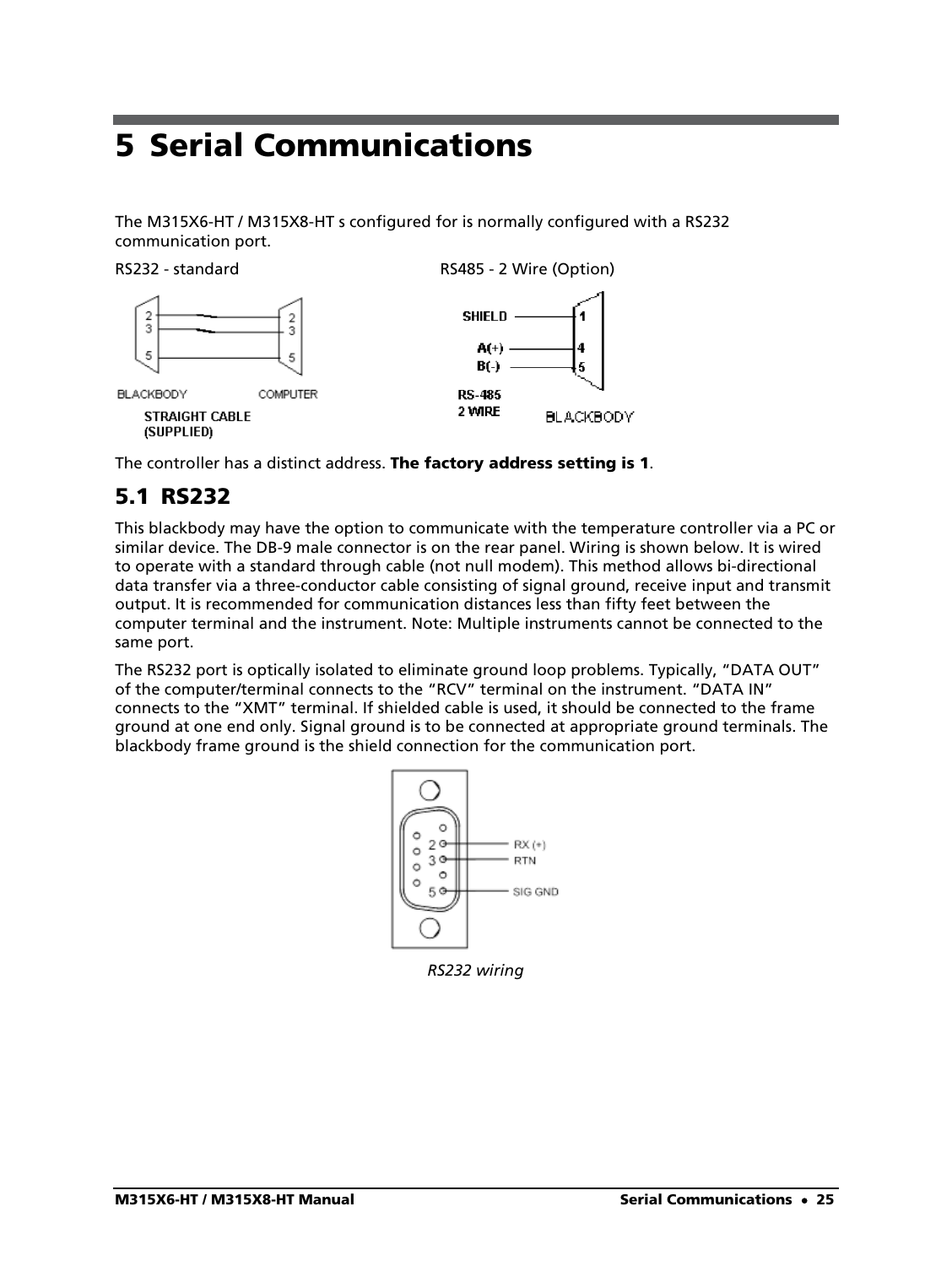# 5 Serial Communications

The M315X6-HT / M315X8-HT s configured for is normally configured with a RS232 communication port.

RS232 - standard

RS485 - 2 Wire (Option)

2
3
5
BLACKBODY
2
3
5
COMPUTER
STRAIGHT CABLE
(SUPPLIED)

SHIELD
A(+)
B(-)
1
4
5
RS-485
2 WIRE
BLACKBODY

The controller has a distinct address. **The factory address setting is 1**.

## 5.1 RS232

This blackbody may have the option to communicate with the temperature controller via a PC or similar device. The DB-9 male connector is on the rear panel. Wiring is shown below. It is wired to operate with a standard through cable (not null modem). This method allows bi-directional data transfer via a three-conductor cable consisting of signal ground, receive input and transmit output. It is recommended for communication distances less than fifty feet between the computer terminal and the instrument. Note: Multiple instruments cannot be connected to the same port.

The RS232 port is optically isolated to eliminate ground loop problems. Typically, "DATA OUT" of the computer/terminal connects to the "RCV" terminal on the instrument. "DATA IN" connects to the "XMT" terminal. If shielded cable is used, it should be connected to the frame ground at one end only. Signal ground is to be connected at appropriate ground terminals. The blackbody frame ground is the shield connection for the communication port.

2 RX (+)
3 RTN
5 SIG GND

*RS232 wiring*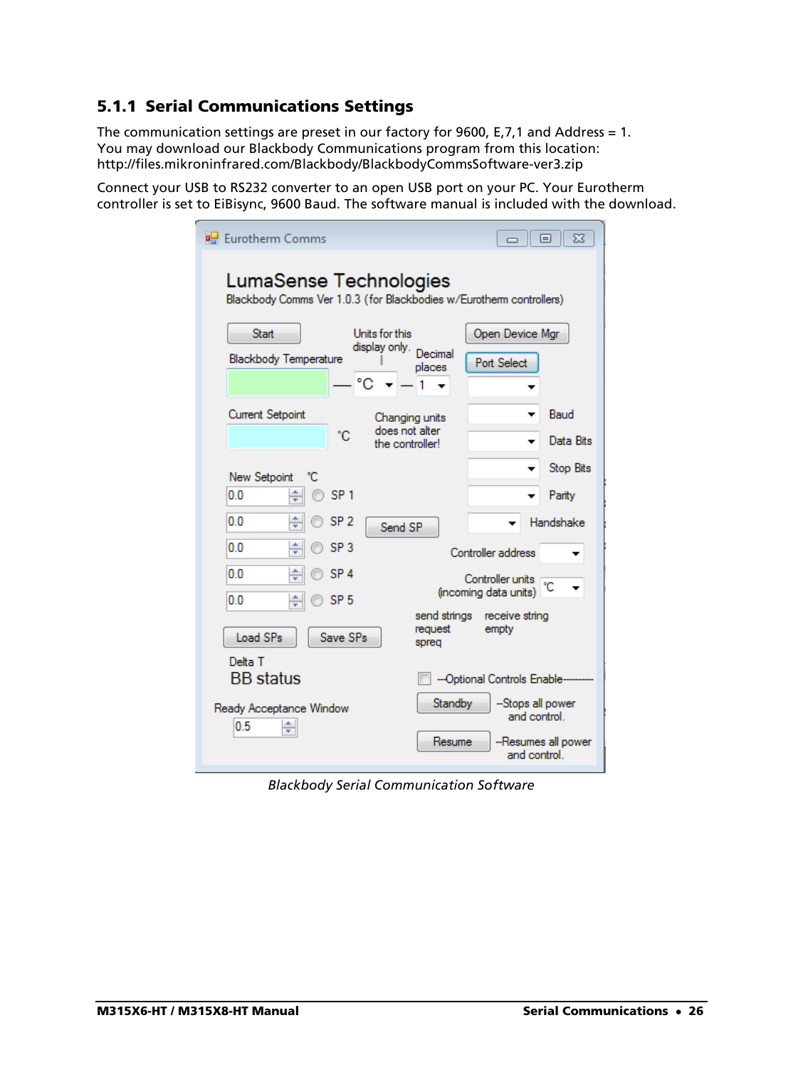### 5.1.1 Serial Communications Settings

The communication settings are preset in our factory for 9600, E,7,1 and Address = 1.
You may download our Blackbody Communications program from this location:
http://files.mikroninfrared.com/Blackbody/BlackbodyCommsSoftware-ver3.zip

Connect your USB to RS232 converter to an open USB port on your PC. Your Eurotherm controller is set to EiBisync, 9600 Baud. The software manual is included with the download.

*Blackbody Serial Communication Software*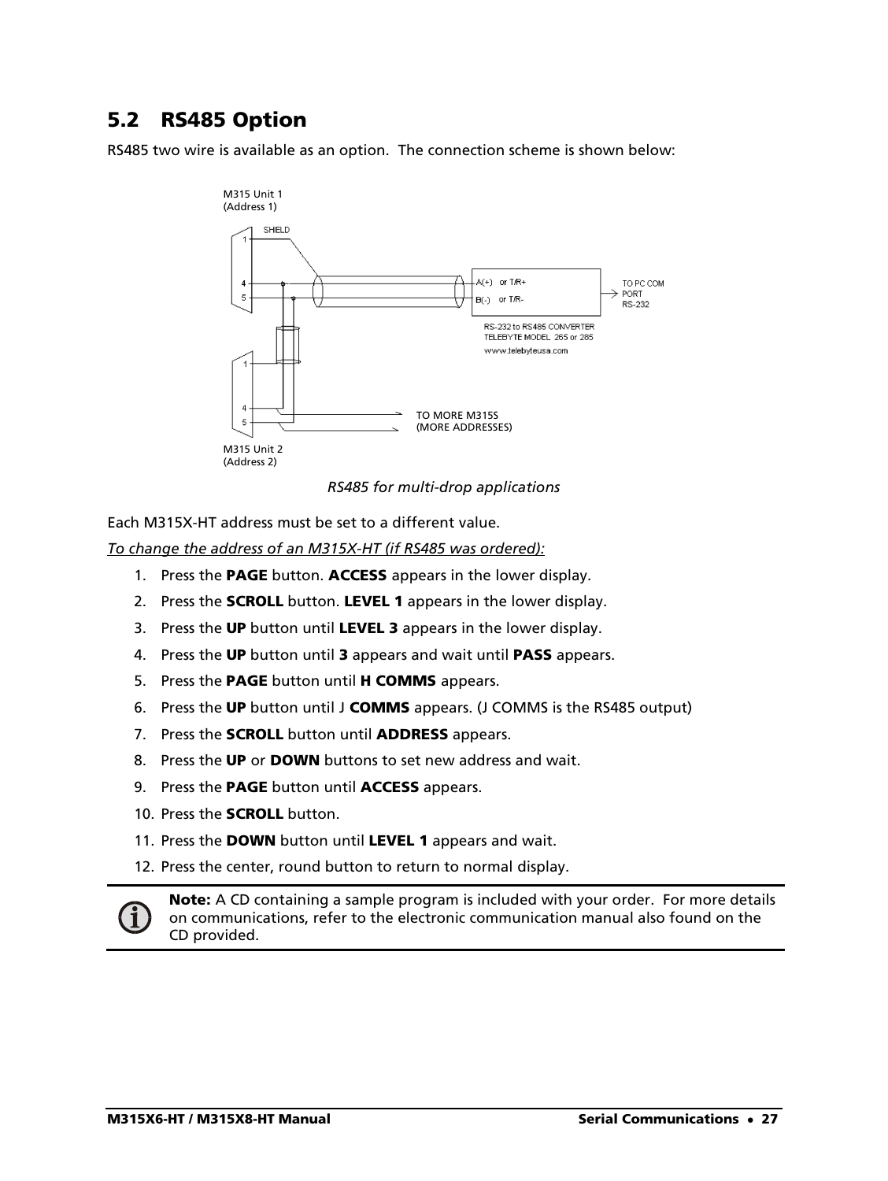## 5.2 RS485 Option

RS485 two wire is available as an option. The connection scheme is shown below:

M315 Unit 1
(Address 1)

SHIELD

1
4
5

A(+) or T/R+
B(-) or T/R-

TO PC COM
PORT
RS-232

RS-232 to RS485 CONVERTER
TELEBYTE MODEL 265 or 285
www.telebyteusa.com

1
4
5

TO MORE M315S
(MORE ADDRESSES)

M315 Unit 2
(Address 2)

*RS485 for multi-drop applications*

Each M315X-HT address must be set to a different value.

_To change the address of an M315X-HT (if RS485 was ordered):_

1. Press the **PAGE** button. **ACCESS** appears in the lower display.
2. Press the **SCROLL** button. **LEVEL 1** appears in the lower display.
3. Press the **UP** button until **LEVEL 3** appears in the lower display.
4. Press the **UP** button until **3** appears and wait until **PASS** appears.
5. Press the **PAGE** button until **H COMMS** appears.
6. Press the **UP** button until J **COMMS** appears. (J COMMS is the RS485 output)
7. Press the **SCROLL** button until **ADDRESS** appears.
8. Press the **UP** or **DOWN** buttons to set new address and wait.
9. Press the **PAGE** button until **ACCESS** appears.
10. Press the **SCROLL** button.
11. Press the **DOWN** button until **LEVEL 1** appears and wait.
12. Press the center, round button to return to normal display.

**Note:** A CD containing a sample program is included with your order. For more details on communications, refer to the electronic communication manual also found on the CD provided.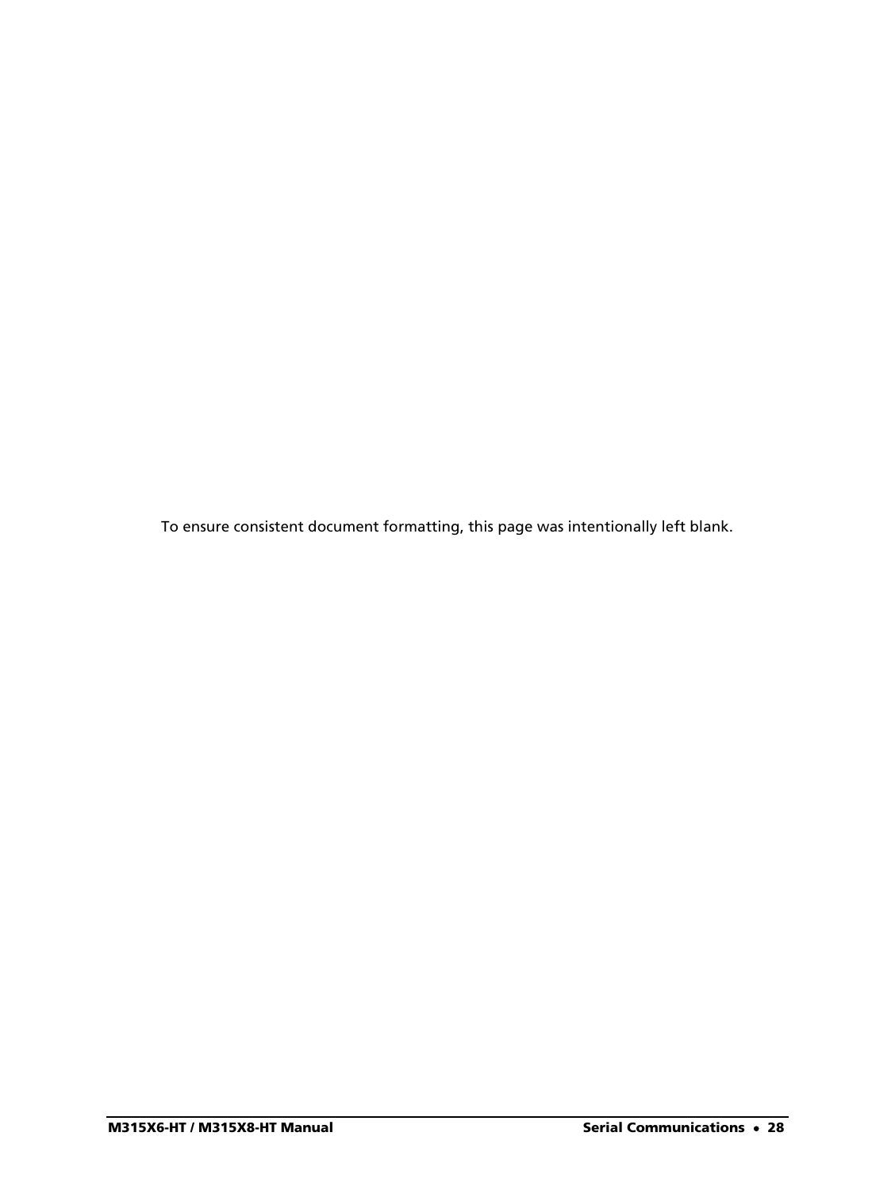To ensure consistent document formatting, this page was intentionally left blank.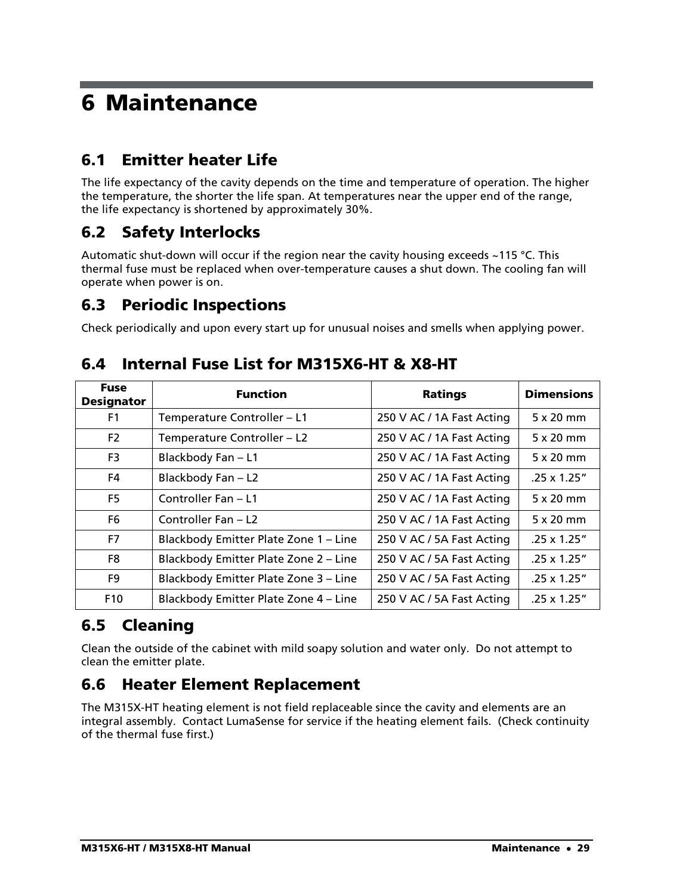# 6 Maintenance

## 6.1 Emitter heater Life

The life expectancy of the cavity depends on the time and temperature of operation. The higher the temperature, the shorter the life span. At temperatures near the upper end of the range, the life expectancy is shortened by approximately 30%.

## 6.2 Safety Interlocks

Automatic shut-down will occur if the region near the cavity housing exceeds ~115 °C. This thermal fuse must be replaced when over-temperature causes a shut down. The cooling fan will operate when power is on.

## 6.3 Periodic Inspections

Check periodically and upon every start up for unusual noises and smells when applying power.

## 6.4 Internal Fuse List for M315X6-HT & X8-HT

| Fuse Designator | Function | Ratings | Dimensions |
|---|---|---|---|
| F1 | Temperature Controller – L1 | 250 V AC / 1A Fast Acting | 5 x 20 mm |
| F2 | Temperature Controller – L2 | 250 V AC / 1A Fast Acting | 5 x 20 mm |
| F3 | Blackbody Fan – L1 | 250 V AC / 1A Fast Acting | 5 x 20 mm |
| F4 | Blackbody Fan – L2 | 250 V AC / 1A Fast Acting | .25 x 1.25” |
| F5 | Controller Fan – L1 | 250 V AC / 1A Fast Acting | 5 x 20 mm |
| F6 | Controller Fan – L2 | 250 V AC / 1A Fast Acting | 5 x 20 mm |
| F7 | Blackbody Emitter Plate Zone 1 – Line | 250 V AC / 5A Fast Acting | .25 x 1.25” |
| F8 | Blackbody Emitter Plate Zone 2 – Line | 250 V AC / 5A Fast Acting | .25 x 1.25” |
| F9 | Blackbody Emitter Plate Zone 3 – Line | 250 V AC / 5A Fast Acting | .25 x 1.25” |
| F10 | Blackbody Emitter Plate Zone 4 – Line | 250 V AC / 5A Fast Acting | .25 x 1.25” |

## 6.5 Cleaning

Clean the outside of the cabinet with mild soapy solution and water only. Do not attempt to clean the emitter plate.

## 6.6 Heater Element Replacement

The M315X-HT heating element is not field replaceable since the cavity and elements are an integral assembly. Contact LumaSense for service if the heating element fails. (Check continuity of the thermal fuse first.)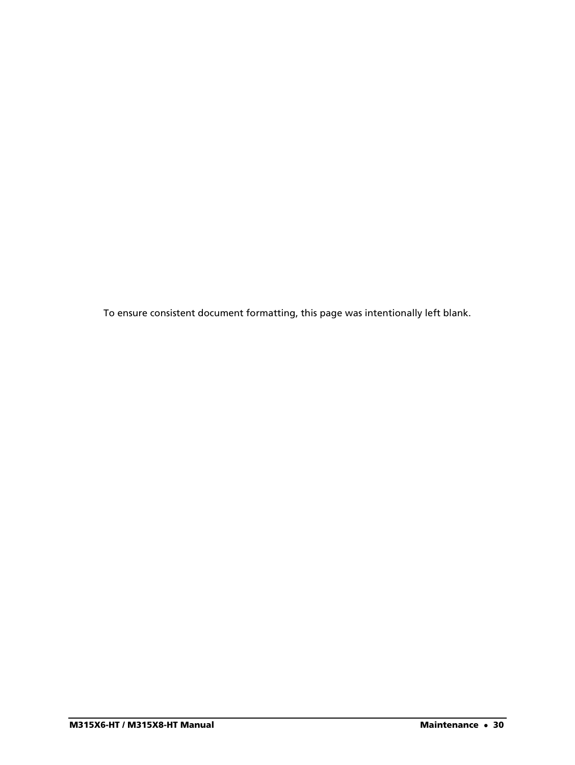To ensure consistent document formatting, this page was intentionally left blank.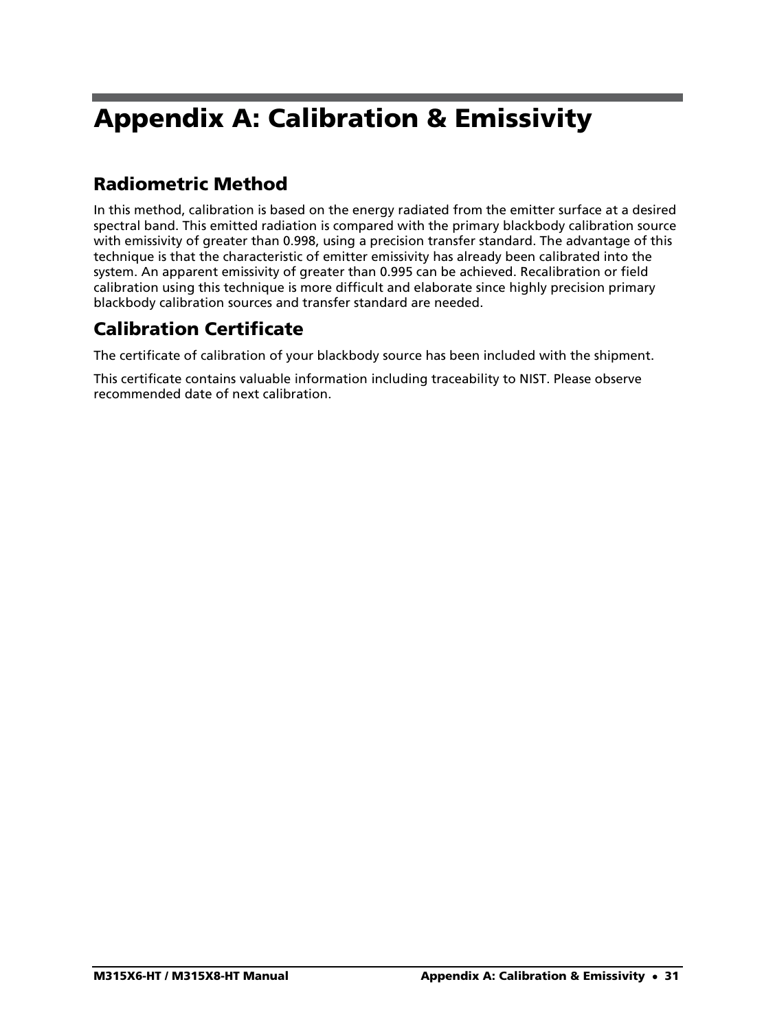# Appendix A: Calibration & Emissivity

## Radiometric Method

In this method, calibration is based on the energy radiated from the emitter surface at a desired spectral band. This emitted radiation is compared with the primary blackbody calibration source with emissivity of greater than 0.998, using a precision transfer standard. The advantage of this technique is that the characteristic of emitter emissivity has already been calibrated into the system. An apparent emissivity of greater than 0.995 can be achieved. Recalibration or field calibration using this technique is more difficult and elaborate since highly precision primary blackbody calibration sources and transfer standard are needed.

## Calibration Certificate

The certificate of calibration of your blackbody source has been included with the shipment.

This certificate contains valuable information including traceability to NIST. Please observe recommended date of next calibration.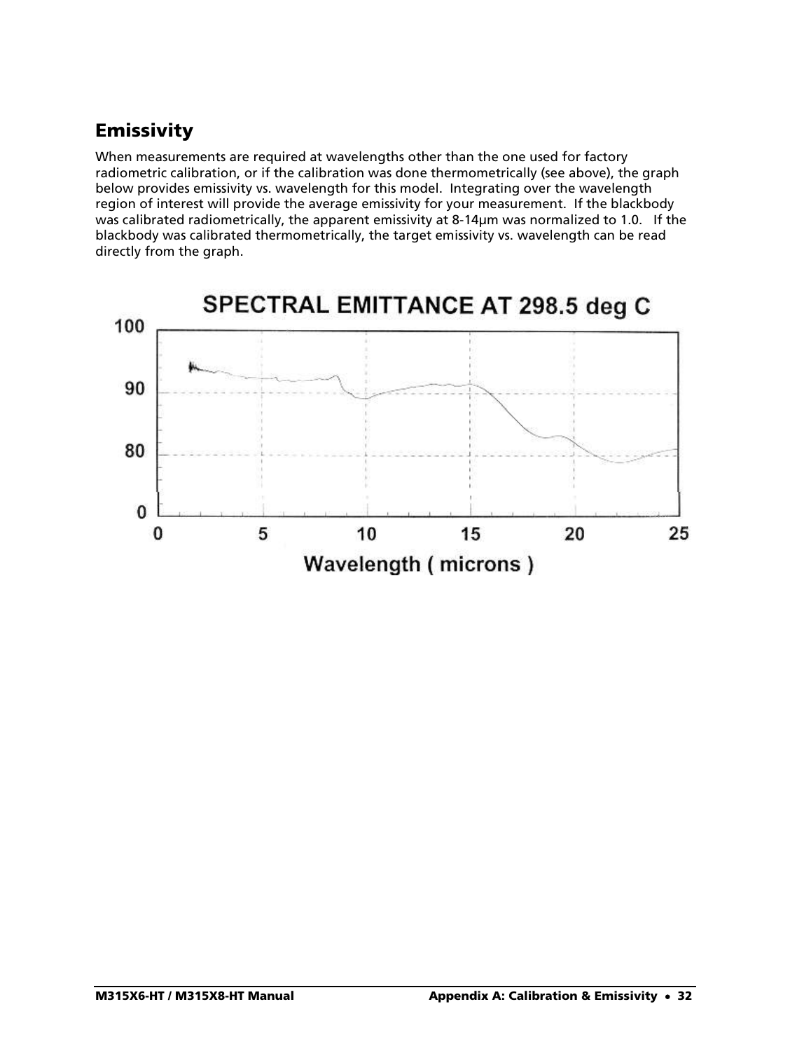## Emissivity

When measurements are required at wavelengths other than the one used for factory radiometric calibration, or if the calibration was done thermometrically (see above), the graph below provides emissivity vs. wavelength for this model. Integrating over the wavelength region of interest will provide the average emissivity for your measurement. If the blackbody was calibrated radiometrically, the apparent emissivity at 8-14μm was normalized to 1.0. If the blackbody was calibrated thermometrically, the target emissivity vs. wavelength can be read directly from the graph.

SPECTRAL EMITTANCE AT 298.5 deg C

100
90
80
0

0
5
10
15
20
25

Wavelength ( microns )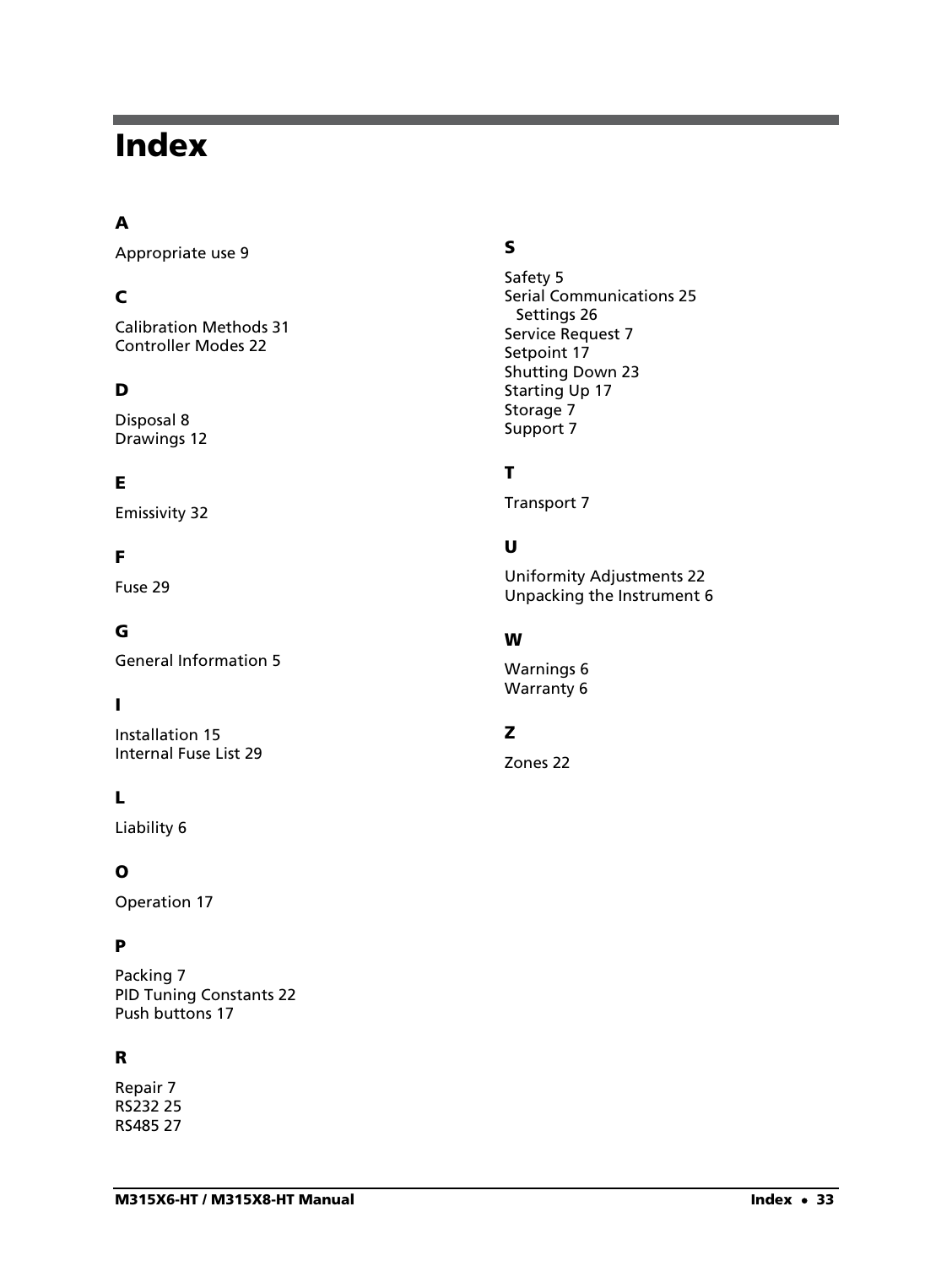# Index

## A

Appropriate use 9

## C

Calibration Methods 31
Controller Modes 22

## D

Disposal 8
Drawings 12

## E

Emissivity 32

## F

Fuse 29

## G

General Information 5

## I

Installation 15
Internal Fuse List 29

## L

Liability 6

## O

Operation 17

## P

Packing 7
PID Tuning Constants 22
Push buttons 17

## R

Repair 7
RS232 25
RS485 27

## S

Safety 5
Serial Communications 25
  Settings 26
Service Request 7
Setpoint 17
Shutting Down 23
Starting Up 17
Storage 7
Support 7

## T

Transport 7

## U

Uniformity Adjustments 22
Unpacking the Instrument 6

## W

Warnings 6
Warranty 6

## Z

Zones 22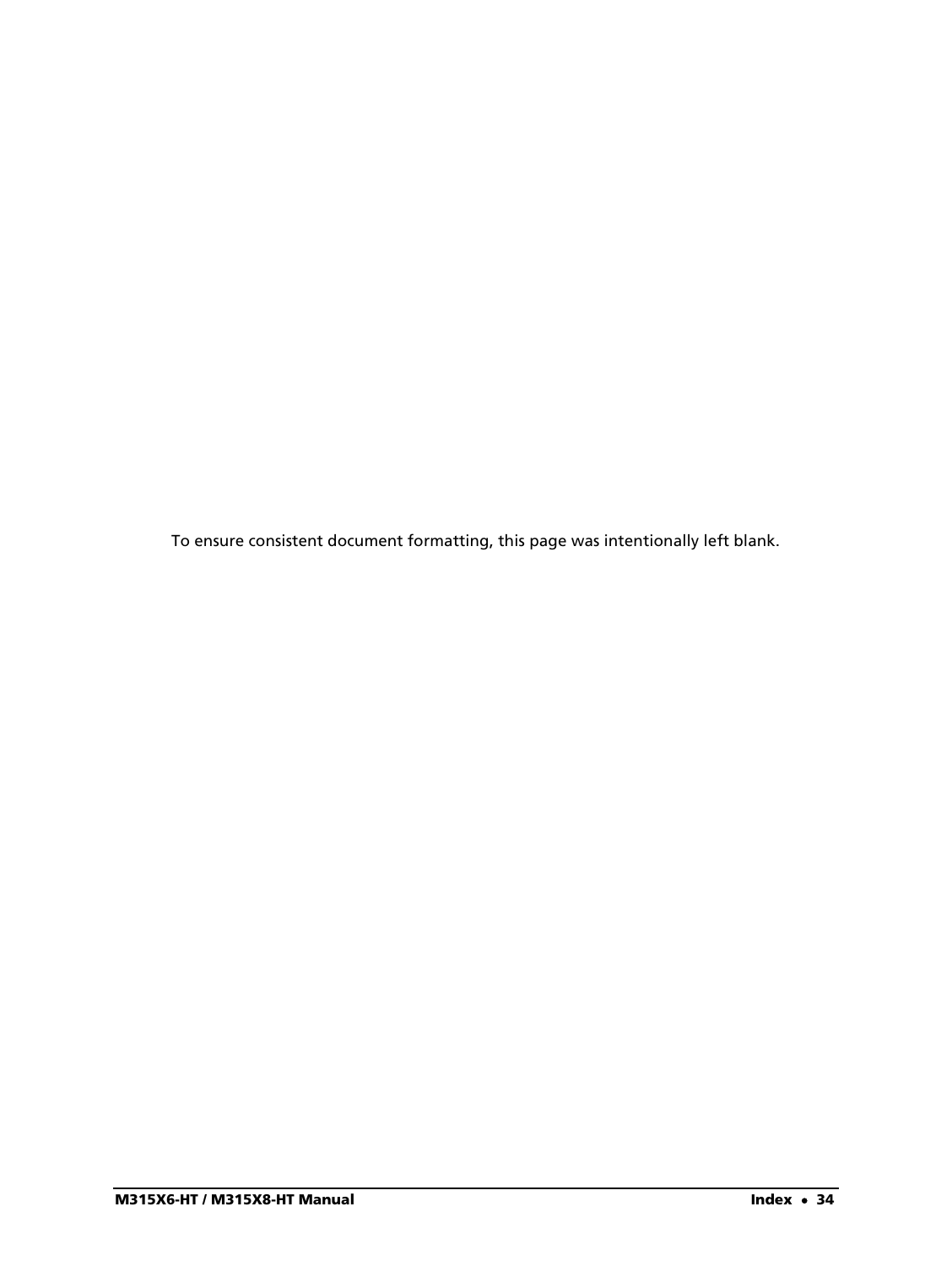To ensure consistent document formatting, this page was intentionally left blank.